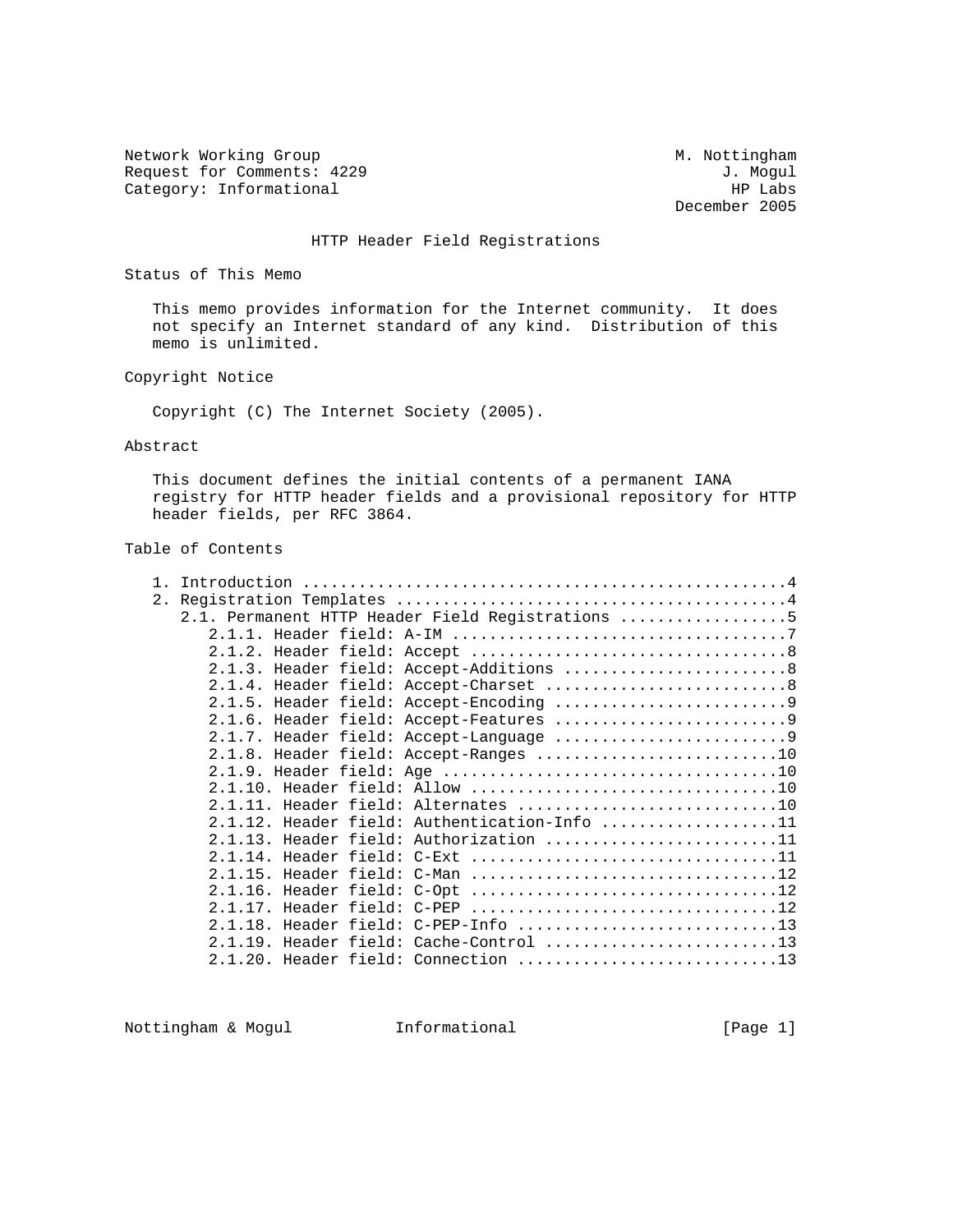Network Working Group                                      M. Nottingham
Request for Comments: 4229                                      J. Mogul
Category: Informational                                          HP Labs
                                                           December 2005

# HTTP Header Field Registrations

## Status of This Memo

This memo provides information for the Internet community. It does not specify an Internet standard of any kind. Distribution of this memo is unlimited.

## Copyright Notice

Copyright (C) The Internet Society (2005).

## Abstract

This document defines the initial contents of a permanent IANA registry for HTTP header fields and a provisional repository for HTTP header fields, per RFC 3864.

## Table of Contents

```
   1. Introduction ....................................................4
   2. Registration Templates ..........................................4
      2.1. Permanent HTTP Header Field Registrations ..................5
         2.1.1. Header field: A-IM ....................................7
         2.1.2. Header field: Accept ..................................8
         2.1.3. Header field: Accept-Additions ........................8
         2.1.4. Header field: Accept-Charset ..........................8
         2.1.5. Header field: Accept-Encoding .........................9
         2.1.6. Header field: Accept-Features .........................9
         2.1.7. Header field: Accept-Language .........................9
         2.1.8. Header field: Accept-Ranges ..........................10
         2.1.9. Header field: Age ....................................10
         2.1.10. Header field: Allow .................................10
         2.1.11. Header field: Alternates ............................10
         2.1.12. Header field: Authentication-Info ...................11
         2.1.13. Header field: Authorization .........................11
         2.1.14. Header field: C-Ext .................................11
         2.1.15. Header field: C-Man .................................12
         2.1.16. Header field: C-Opt .................................12
         2.1.17. Header field: C-PEP .................................12
         2.1.18. Header field: C-PEP-Info ............................13
         2.1.19. Header field: Cache-Control .........................13
         2.1.20. Header field: Connection ............................13
```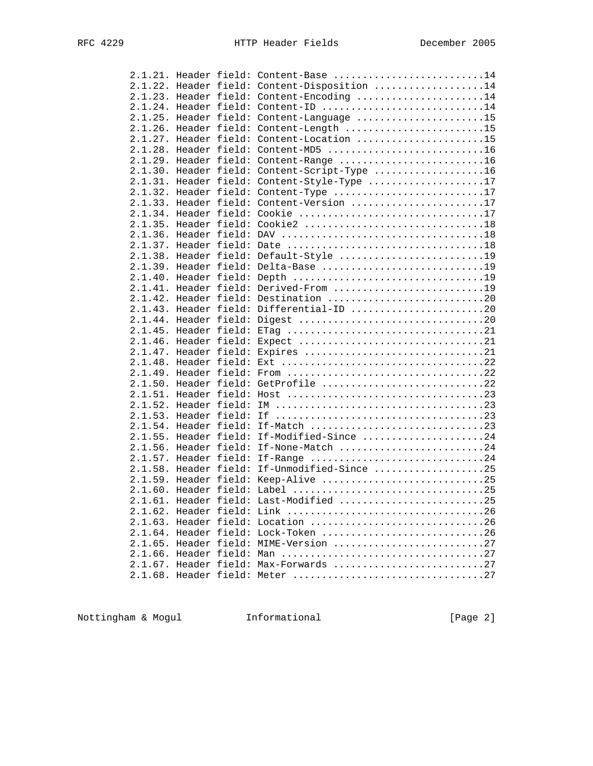```
   2.1.21. Header field: Content-Base ..........................14
   2.1.22. Header field: Content-Disposition ...................14
   2.1.23. Header field: Content-Encoding ......................14
   2.1.24. Header field: Content-ID ............................14
   2.1.25. Header field: Content-Language ......................15
   2.1.26. Header field: Content-Length ........................15
   2.1.27. Header field: Content-Location ......................15
   2.1.28. Header field: Content-MD5 ...........................16
   2.1.29. Header field: Content-Range .........................16
   2.1.30. Header field: Content-Script-Type ...................16
   2.1.31. Header field: Content-Style-Type ....................17
   2.1.32. Header field: Content-Type ..........................17
   2.1.33. Header field: Content-Version .......................17
   2.1.34. Header field: Cookie ................................17
   2.1.35. Header field: Cookie2 ...............................18
   2.1.36. Header field: DAV ...................................18
   2.1.37. Header field: Date ..................................18
   2.1.38. Header field: Default-Style .........................19
   2.1.39. Header field: Delta-Base ............................19
   2.1.40. Header field: Depth .................................19
   2.1.41. Header field: Derived-From ..........................19
   2.1.42. Header field: Destination ...........................20
   2.1.43. Header field: Differential-ID .......................20
   2.1.44. Header field: Digest ................................20
   2.1.45. Header field: ETag ..................................21
   2.1.46. Header field: Expect ................................21
   2.1.47. Header field: Expires ...............................21
   2.1.48. Header field: Ext ...................................22
   2.1.49. Header field: From ..................................22
   2.1.50. Header field: GetProfile ............................22
   2.1.51. Header field: Host ..................................23
   2.1.52. Header field: IM ....................................23
   2.1.53. Header field: If ....................................23
   2.1.54. Header field: If-Match ..............................23
   2.1.55. Header field: If-Modified-Since .....................24
   2.1.56. Header field: If-None-Match .........................24
   2.1.57. Header field: If-Range ..............................24
   2.1.58. Header field: If-Unmodified-Since ...................25
   2.1.59. Header field: Keep-Alive ............................25
   2.1.60. Header field: Label .................................25
   2.1.61. Header field: Last-Modified .........................25
   2.1.62. Header field: Link ..................................26
   2.1.63. Header field: Location ..............................26
   2.1.64. Header field: Lock-Token ............................26
   2.1.65. Header field: MIME-Version ..........................27
   2.1.66. Header field: Man ...................................27
   2.1.67. Header field: Max-Forwards ..........................27
   2.1.68. Header field: Meter .................................27
```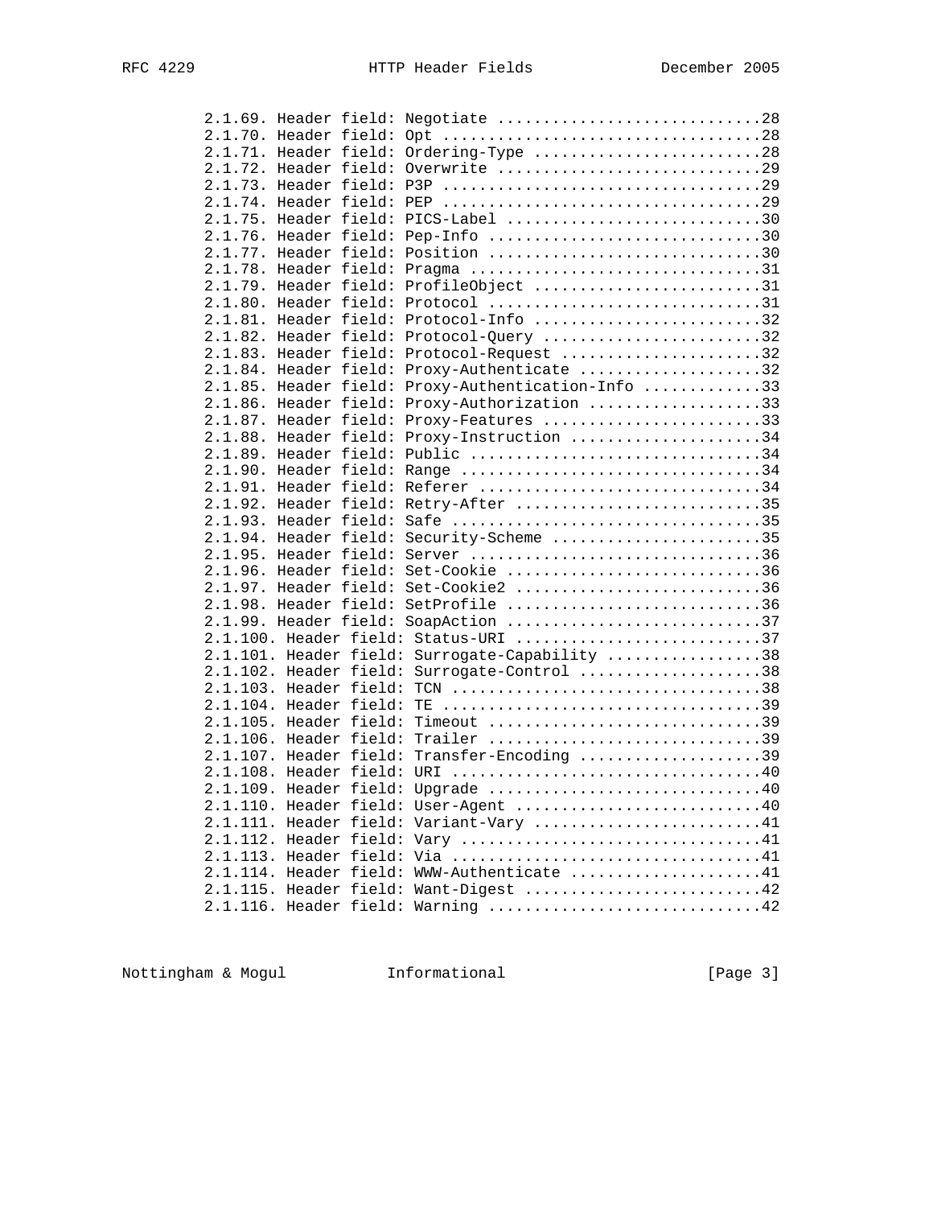```
   2.1.69. Header field: Negotiate ............................28
   2.1.70. Header field: Opt ..................................28
   2.1.71. Header field: Ordering-Type ........................28
   2.1.72. Header field: Overwrite ............................29
   2.1.73. Header field: P3P ..................................29
   2.1.74. Header field: PEP ..................................29
   2.1.75. Header field: PICS-Label ...........................30
   2.1.76. Header field: Pep-Info .............................30
   2.1.77. Header field: Position .............................30
   2.1.78. Header field: Pragma ...............................31
   2.1.79. Header field: ProfileObject ........................31
   2.1.80. Header field: Protocol .............................31
   2.1.81. Header field: Protocol-Info ........................32
   2.1.82. Header field: Protocol-Query .......................32
   2.1.83. Header field: Protocol-Request .....................32
   2.1.84. Header field: Proxy-Authenticate ...................32
   2.1.85. Header field: Proxy-Authentication-Info ............33
   2.1.86. Header field: Proxy-Authorization ..................33
   2.1.87. Header field: Proxy-Features .......................33
   2.1.88. Header field: Proxy-Instruction ....................34
   2.1.89. Header field: Public ...............................34
   2.1.90. Header field: Range ................................34
   2.1.91. Header field: Referer ..............................34
   2.1.92. Header field: Retry-After ..........................35
   2.1.93. Header field: Safe .................................35
   2.1.94. Header field: Security-Scheme ......................35
   2.1.95. Header field: Server ...............................36
   2.1.96. Header field: Set-Cookie ...........................36
   2.1.97. Header field: Set-Cookie2 ..........................36
   2.1.98. Header field: SetProfile ...........................36
   2.1.99. Header field: SoapAction ...........................37
   2.1.100. Header field: Status-URI ..........................37
   2.1.101. Header field: Surrogate-Capability ................38
   2.1.102. Header field: Surrogate-Control ...................38
   2.1.103. Header field: TCN .................................38
   2.1.104. Header field: TE ..................................39
   2.1.105. Header field: Timeout .............................39
   2.1.106. Header field: Trailer .............................39
   2.1.107. Header field: Transfer-Encoding ...................39
   2.1.108. Header field: URI .................................40
   2.1.109. Header field: Upgrade .............................40
   2.1.110. Header field: User-Agent ..........................40
   2.1.111. Header field: Variant-Vary ........................41
   2.1.112. Header field: Vary ................................41
   2.1.113. Header field: Via .................................41
   2.1.114. Header field: WWW-Authenticate ....................41
   2.1.115. Header field: Want-Digest .........................42
   2.1.116. Header field: Warning .............................42
```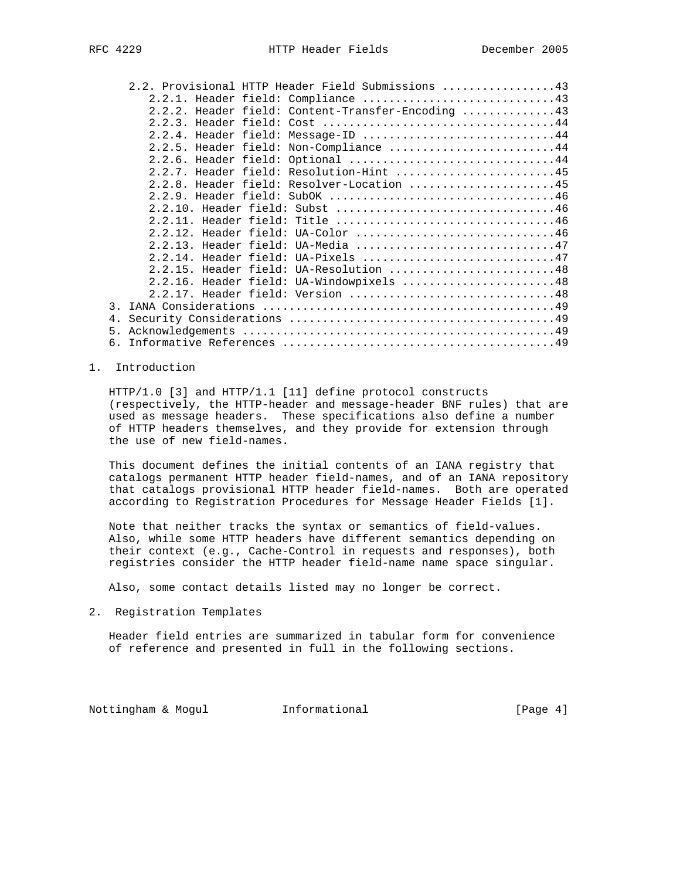2.2. Provisional HTTP Header Field Submissions .................43
      2.2.1. Header field: Compliance .............................43
      2.2.2. Header field: Content-Transfer-Encoding ..............43
      2.2.3. Header field: Cost ...................................44
      2.2.4. Header field: Message-ID .............................44
      2.2.5. Header field: Non-Compliance .........................44
      2.2.6. Header field: Optional ...............................44
      2.2.7. Header field: Resolution-Hint ........................45
      2.2.8. Header field: Resolver-Location ......................45
      2.2.9. Header field: SubOK ..................................46
      2.2.10. Header field: Subst .................................46
      2.2.11. Header field: Title .................................46
      2.2.12. Header field: UA-Color ..............................46
      2.2.13. Header field: UA-Media ..............................47
      2.2.14. Header field: UA-Pixels .............................47
      2.2.15. Header field: UA-Resolution .........................48
      2.2.16. Header field: UA-Windowpixels .......................48
      2.2.17. Header field: Version ...............................48
3. IANA Considerations ............................................49
4. Security Considerations ........................................49
5. Acknowledgements ...............................................49
6. Informative References .........................................49

# 1. Introduction

HTTP/1.0 [3] and HTTP/1.1 [11] define protocol constructs (respectively, the HTTP-header and message-header BNF rules) that are used as message headers. These specifications also define a number of HTTP headers themselves, and they provide for extension through the use of new field-names.

This document defines the initial contents of an IANA registry that catalogs permanent HTTP header field-names, and of an IANA repository that catalogs provisional HTTP header field-names. Both are operated according to Registration Procedures for Message Header Fields [1].

Note that neither tracks the syntax or semantics of field-values. Also, while some HTTP headers have different semantics depending on their context (e.g., Cache-Control in requests and responses), both registries consider the HTTP header field-name name space singular.

Also, some contact details listed may no longer be correct.

# 2. Registration Templates

Header field entries are summarized in tabular form for convenience of reference and presented in full in the following sections.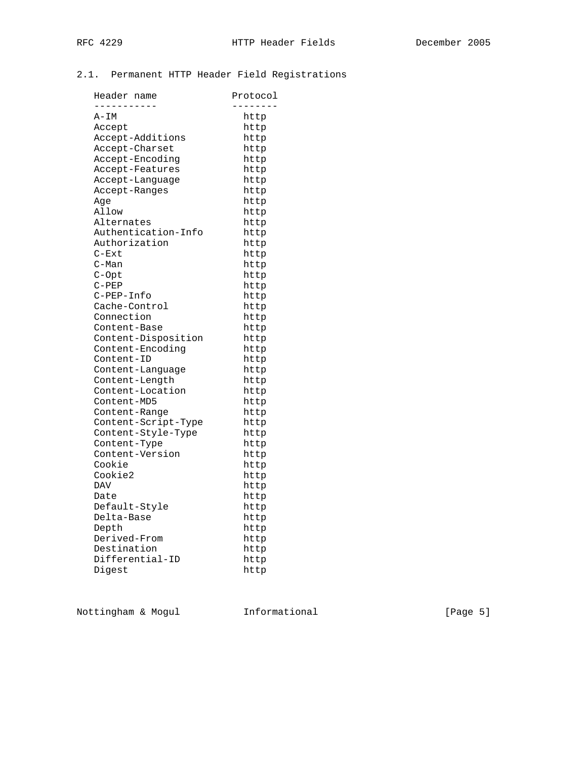### 2.1. Permanent HTTP Header Field Registrations

| Header name | Protocol |
|---|---|
| A-IM | http |
| Accept | http |
| Accept-Additions | http |
| Accept-Charset | http |
| Accept-Encoding | http |
| Accept-Features | http |
| Accept-Language | http |
| Accept-Ranges | http |
| Age | http |
| Allow | http |
| Alternates | http |
| Authentication-Info | http |
| Authorization | http |
| C-Ext | http |
| C-Man | http |
| C-Opt | http |
| C-PEP | http |
| C-PEP-Info | http |
| Cache-Control | http |
| Connection | http |
| Content-Base | http |
| Content-Disposition | http |
| Content-Encoding | http |
| Content-ID | http |
| Content-Language | http |
| Content-Length | http |
| Content-Location | http |
| Content-MD5 | http |
| Content-Range | http |
| Content-Script-Type | http |
| Content-Style-Type | http |
| Content-Type | http |
| Content-Version | http |
| Cookie | http |
| Cookie2 | http |
| DAV | http |
| Date | http |
| Default-Style | http |
| Delta-Base | http |
| Depth | http |
| Derived-From | http |
| Destination | http |
| Differential-ID | http |
| Digest | http |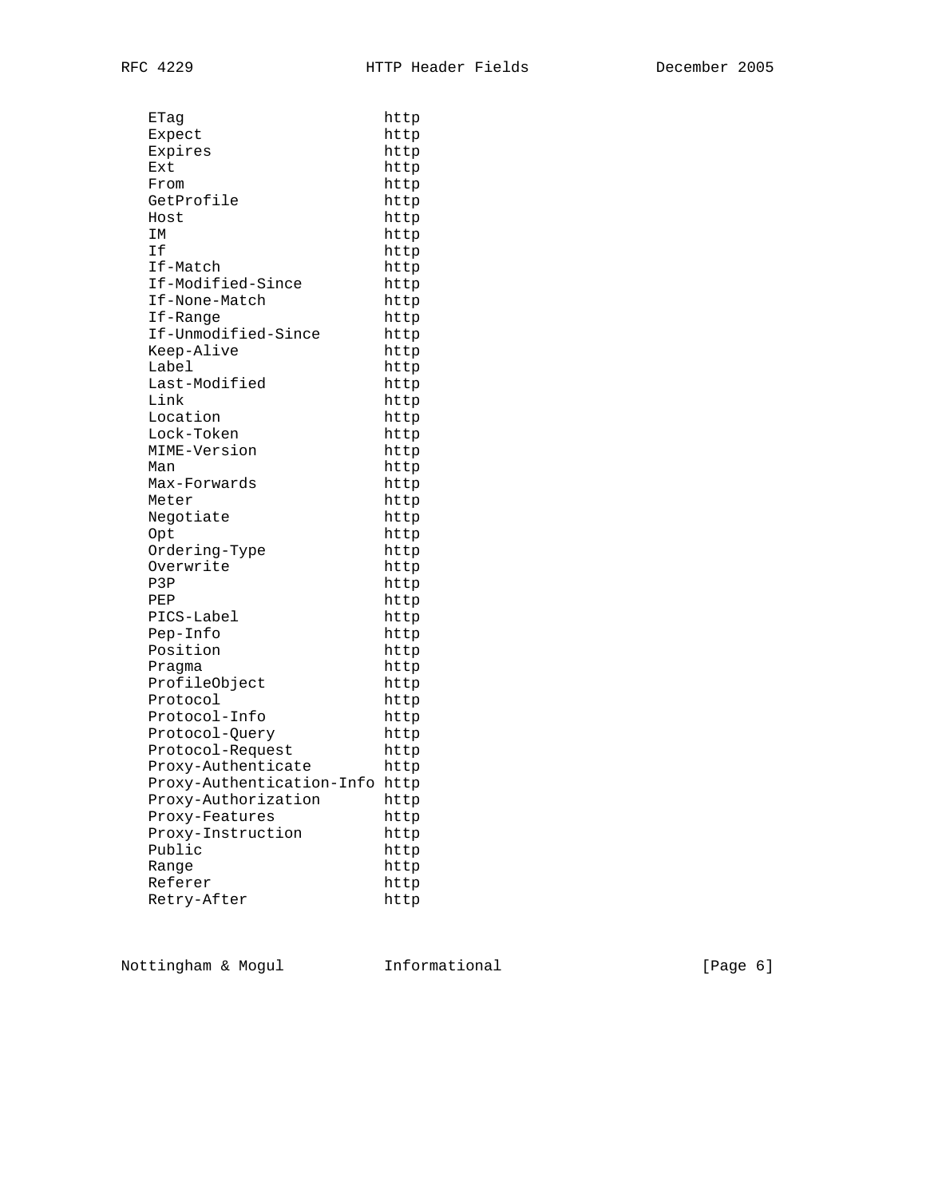```
   ETag                     http
   Expect                   http
   Expires                  http
   Ext                      http
   From                     http
   GetProfile               http
   Host                     http
   IM                       http
   If                       http
   If-Match                 http
   If-Modified-Since        http
   If-None-Match            http
   If-Range                 http
   If-Unmodified-Since      http
   Keep-Alive               http
   Label                    http
   Last-Modified            http
   Link                     http
   Location                 http
   Lock-Token               http
   MIME-Version             http
   Man                      http
   Max-Forwards             http
   Meter                    http
   Negotiate                http
   Opt                      http
   Ordering-Type            http
   Overwrite                http
   P3P                      http
   PEP                      http
   PICS-Label               http
   Pep-Info                 http
   Position                 http
   Pragma                   http
   ProfileObject            http
   Protocol                 http
   Protocol-Info            http
   Protocol-Query           http
   Protocol-Request         http
   Proxy-Authenticate       http
   Proxy-Authentication-Info http
   Proxy-Authorization      http
   Proxy-Features           http
   Proxy-Instruction        http
   Public                   http
   Range                    http
   Referer                  http
   Retry-After              http
```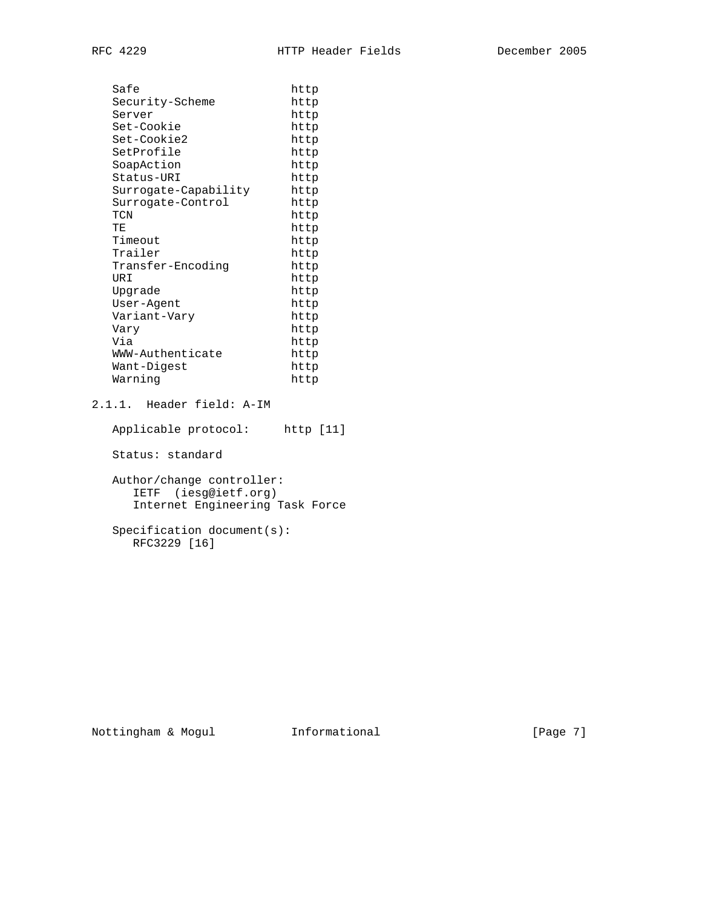```
   Safe                    http
   Security-Scheme         http
   Server                  http
   Set-Cookie              http
   Set-Cookie2             http
   SetProfile              http
   SoapAction              http
   Status-URI              http
   Surrogate-Capability    http
   Surrogate-Control       http
   TCN                     http
   TE                      http
   Timeout                 http
   Trailer                 http
   Transfer-Encoding       http
   URI                     http
   Upgrade                 http
   User-Agent              http
   Variant-Vary            http
   Vary                    http
   Via                     http
   WWW-Authenticate        http
   Want-Digest             http
   Warning                 http
```

#### 2.1.1. Header field: A-IM

Applicable protocol: http [11]

Status: standard

Author/change controller:
IETF (iesg@ietf.org)
Internet Engineering Task Force

Specification document(s):
RFC3229 [16]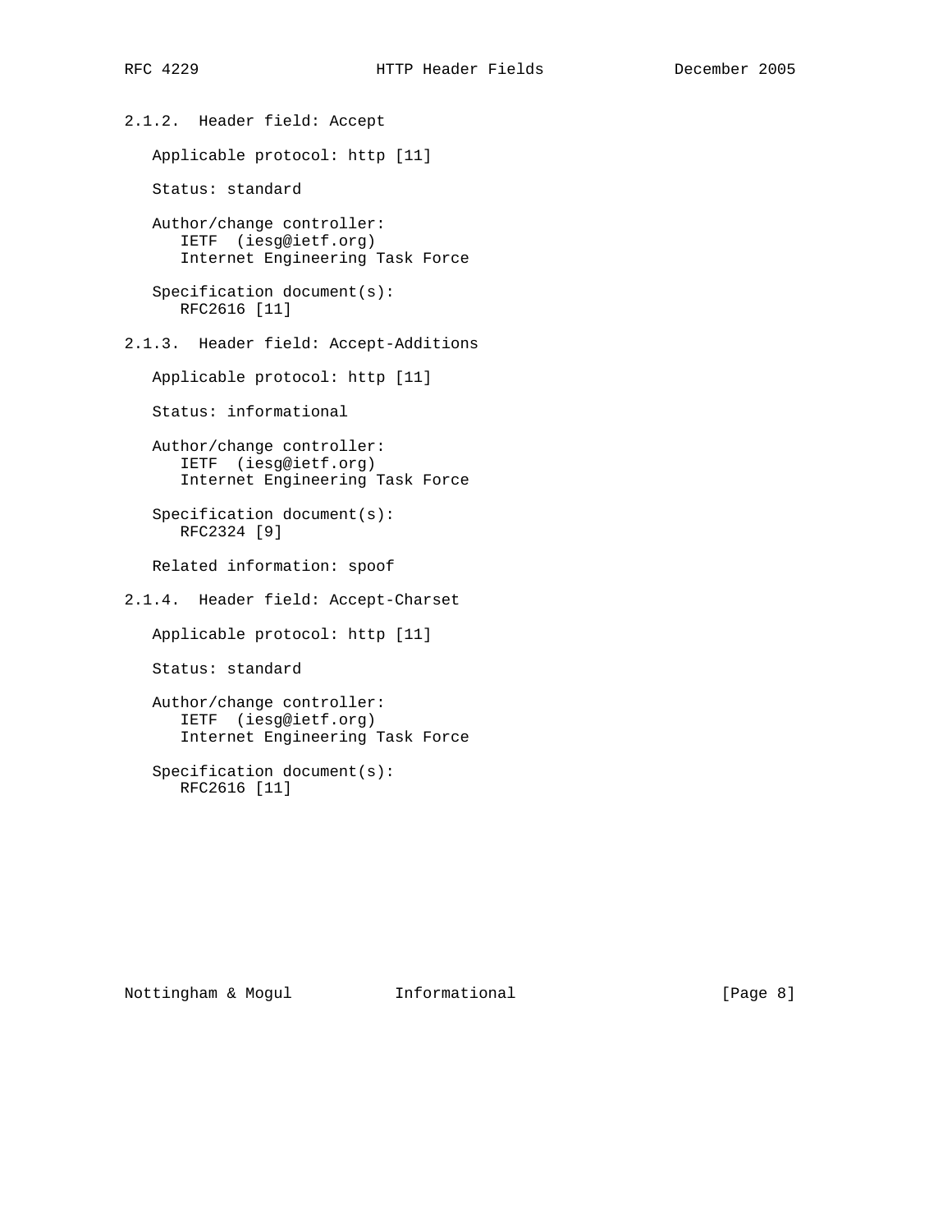### 2.1.2. Header field: Accept

Applicable protocol: http [11]

Status: standard

Author/change controller:
IETF (iesg@ietf.org)
Internet Engineering Task Force

Specification document(s):
RFC2616 [11]

### 2.1.3. Header field: Accept-Additions

Applicable protocol: http [11]

Status: informational

Author/change controller:
IETF (iesg@ietf.org)
Internet Engineering Task Force

Specification document(s):
RFC2324 [9]

Related information: spoof

### 2.1.4. Header field: Accept-Charset

Applicable protocol: http [11]

Status: standard

Author/change controller:
IETF (iesg@ietf.org)
Internet Engineering Task Force

Specification document(s):
RFC2616 [11]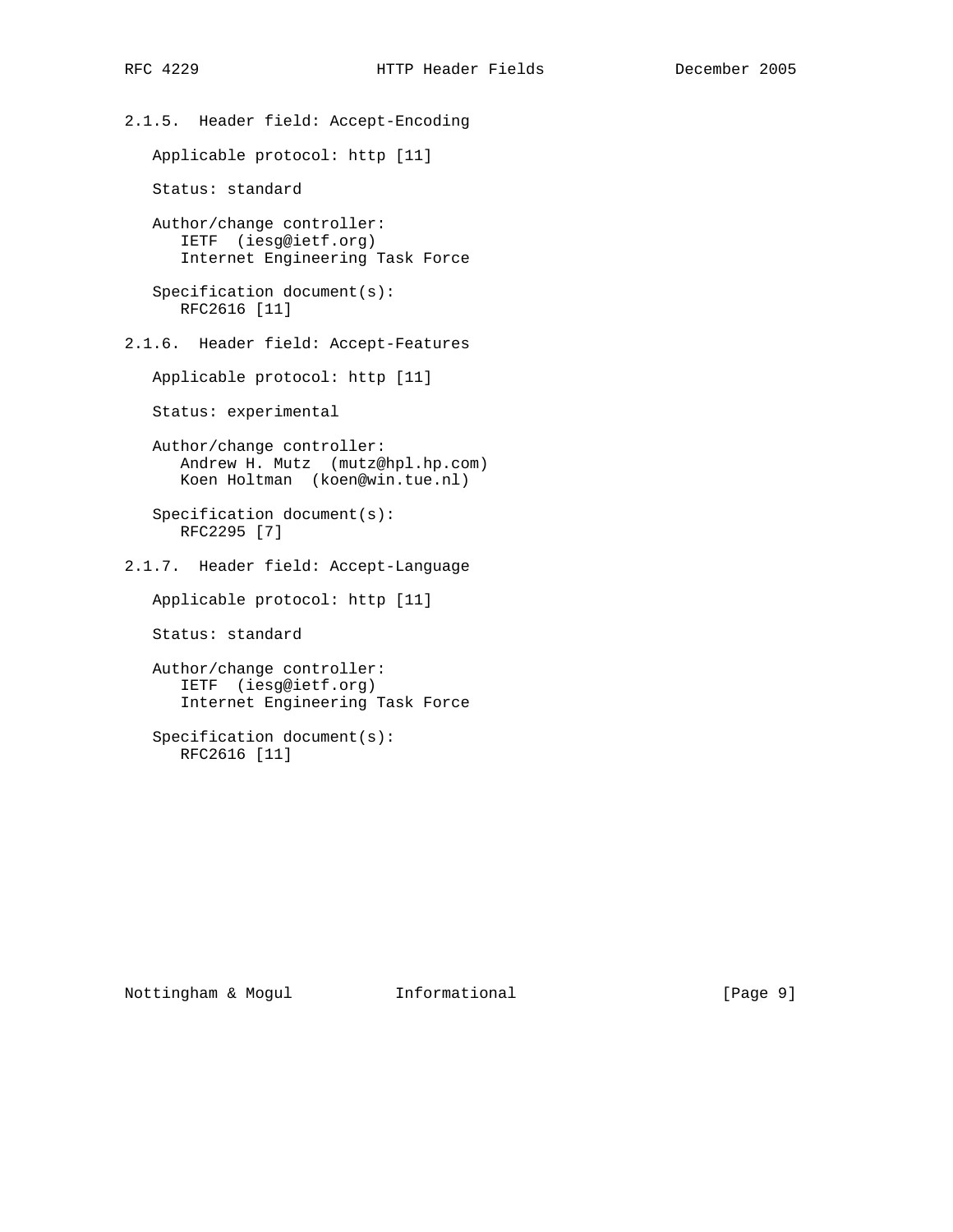### 2.1.5. Header field: Accept-Encoding

Applicable protocol: http [11]

Status: standard

Author/change controller:
IETF (iesg@ietf.org)
Internet Engineering Task Force

Specification document(s):
RFC2616 [11]

### 2.1.6. Header field: Accept-Features

Applicable protocol: http [11]

Status: experimental

Author/change controller:
Andrew H. Mutz (mutz@hpl.hp.com)
Koen Holtman (koen@win.tue.nl)

Specification document(s):
RFC2295 [7]

### 2.1.7. Header field: Accept-Language

Applicable protocol: http [11]

Status: standard

Author/change controller:
IETF (iesg@ietf.org)
Internet Engineering Task Force

Specification document(s):
RFC2616 [11]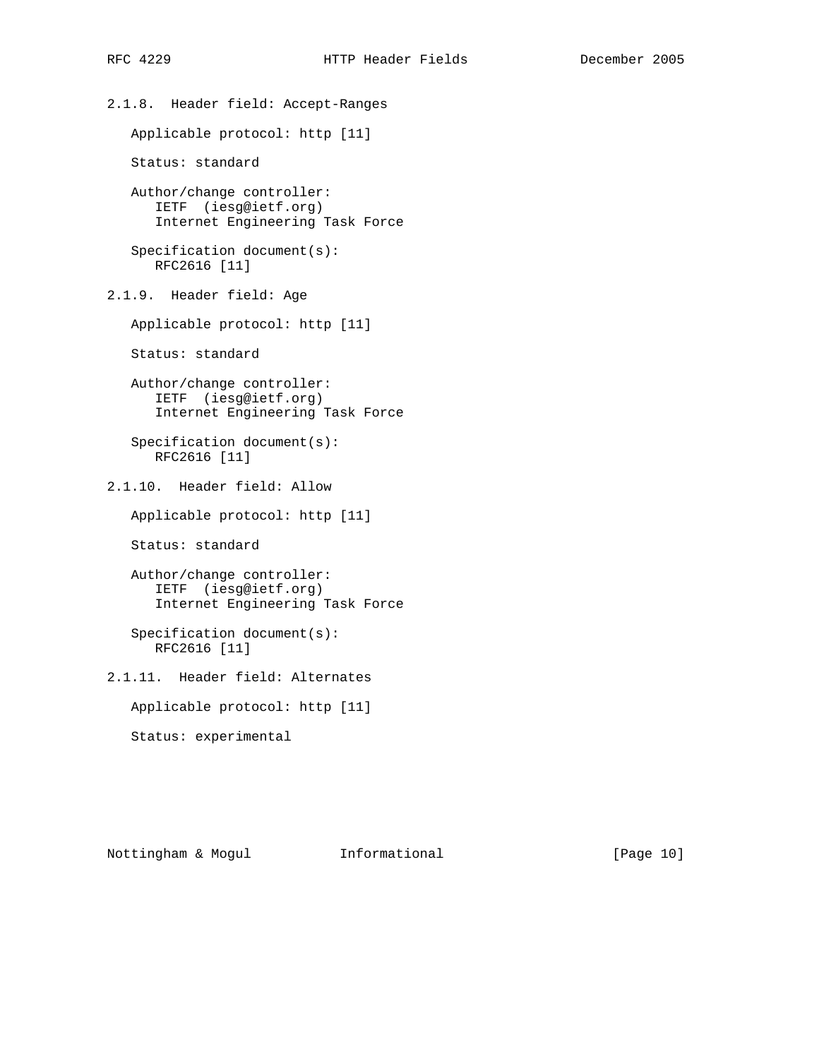### 2.1.8. Header field: Accept-Ranges

Applicable protocol: http [11]

Status: standard

Author/change controller:
IETF (iesg@ietf.org)
Internet Engineering Task Force

Specification document(s):
RFC2616 [11]

### 2.1.9. Header field: Age

Applicable protocol: http [11]

Status: standard

Author/change controller:
IETF (iesg@ietf.org)
Internet Engineering Task Force

Specification document(s):
RFC2616 [11]

### 2.1.10. Header field: Allow

Applicable protocol: http [11]

Status: standard

Author/change controller:
IETF (iesg@ietf.org)
Internet Engineering Task Force

Specification document(s):
RFC2616 [11]

### 2.1.11. Header field: Alternates

Applicable protocol: http [11]

Status: experimental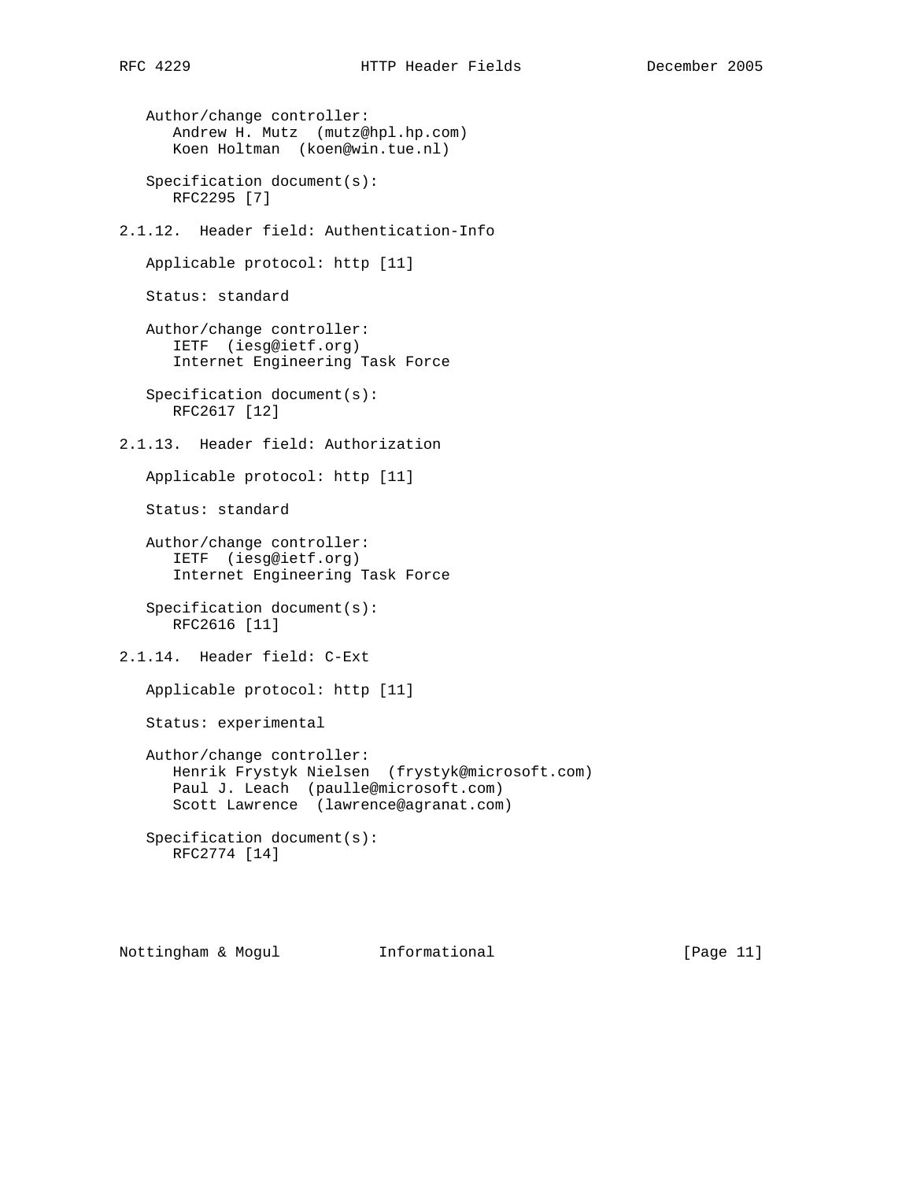Author/change controller:
Andrew H. Mutz  (mutz@hpl.hp.com)
Koen Holtman  (koen@win.tue.nl)

Specification document(s):
RFC2295 [7]

### 2.1.12.  Header field: Authentication-Info

Applicable protocol: http [11]

Status: standard

Author/change controller:
IETF  (iesg@ietf.org)
Internet Engineering Task Force

Specification document(s):
RFC2617 [12]

### 2.1.13.  Header field: Authorization

Applicable protocol: http [11]

Status: standard

Author/change controller:
IETF  (iesg@ietf.org)
Internet Engineering Task Force

Specification document(s):
RFC2616 [11]

### 2.1.14.  Header field: C-Ext

Applicable protocol: http [11]

Status: experimental

Author/change controller:
Henrik Frystyk Nielsen  (frystyk@microsoft.com)
Paul J. Leach  (paulle@microsoft.com)
Scott Lawrence  (lawrence@agranat.com)

Specification document(s):
RFC2774 [14]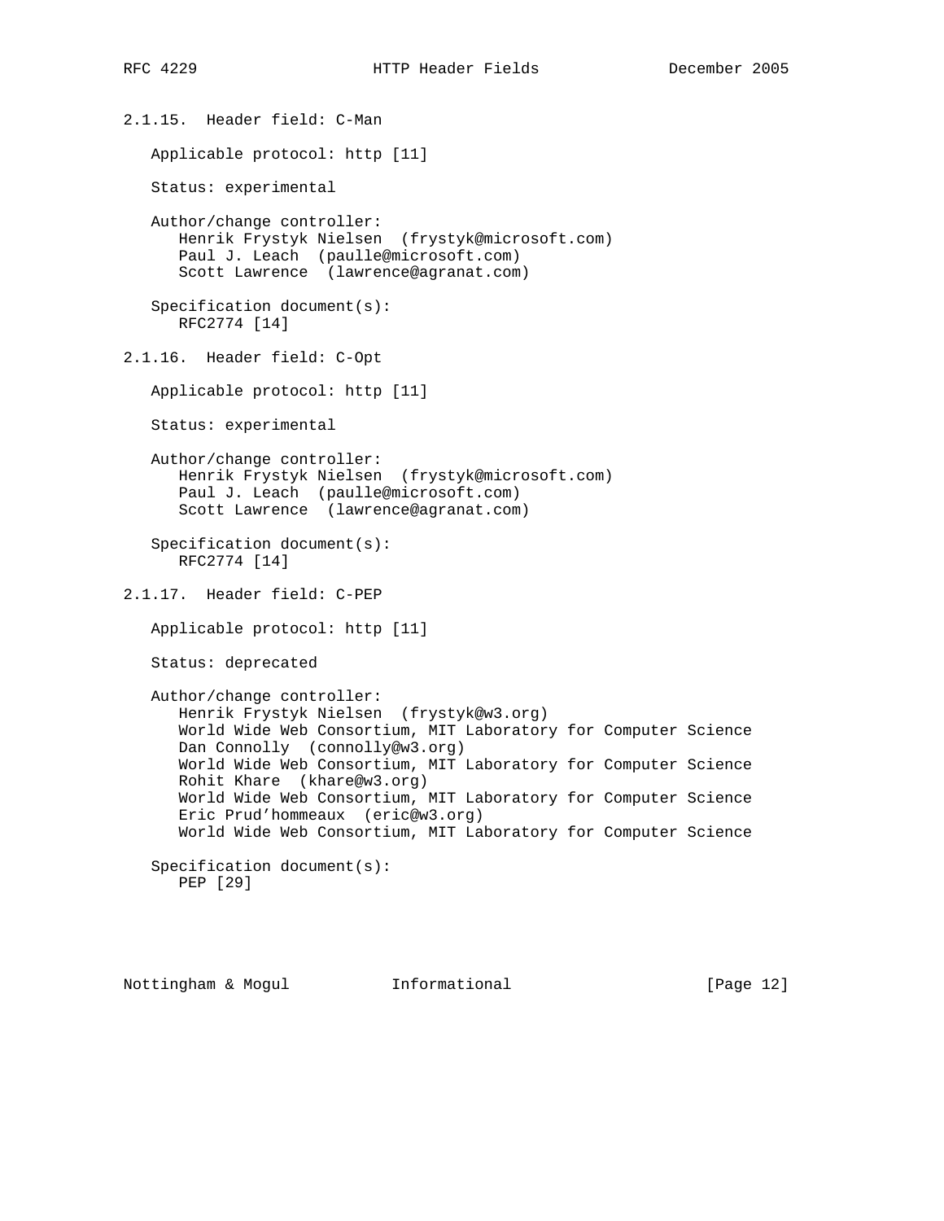### 2.1.15. Header field: C-Man

Applicable protocol: http [11]

Status: experimental

Author/change controller:
Henrik Frystyk Nielsen (frystyk@microsoft.com)
Paul J. Leach (paulle@microsoft.com)
Scott Lawrence (lawrence@agranat.com)

Specification document(s):
RFC2774 [14]

### 2.1.16. Header field: C-Opt

Applicable protocol: http [11]

Status: experimental

Author/change controller:
Henrik Frystyk Nielsen (frystyk@microsoft.com)
Paul J. Leach (paulle@microsoft.com)
Scott Lawrence (lawrence@agranat.com)

Specification document(s):
RFC2774 [14]

### 2.1.17. Header field: C-PEP

Applicable protocol: http [11]

Status: deprecated

Author/change controller:
Henrik Frystyk Nielsen (frystyk@w3.org)
World Wide Web Consortium, MIT Laboratory for Computer Science
Dan Connolly (connolly@w3.org)
World Wide Web Consortium, MIT Laboratory for Computer Science
Rohit Khare (khare@w3.org)
World Wide Web Consortium, MIT Laboratory for Computer Science
Eric Prud'hommeaux (eric@w3.org)
World Wide Web Consortium, MIT Laboratory for Computer Science

Specification document(s):
PEP [29]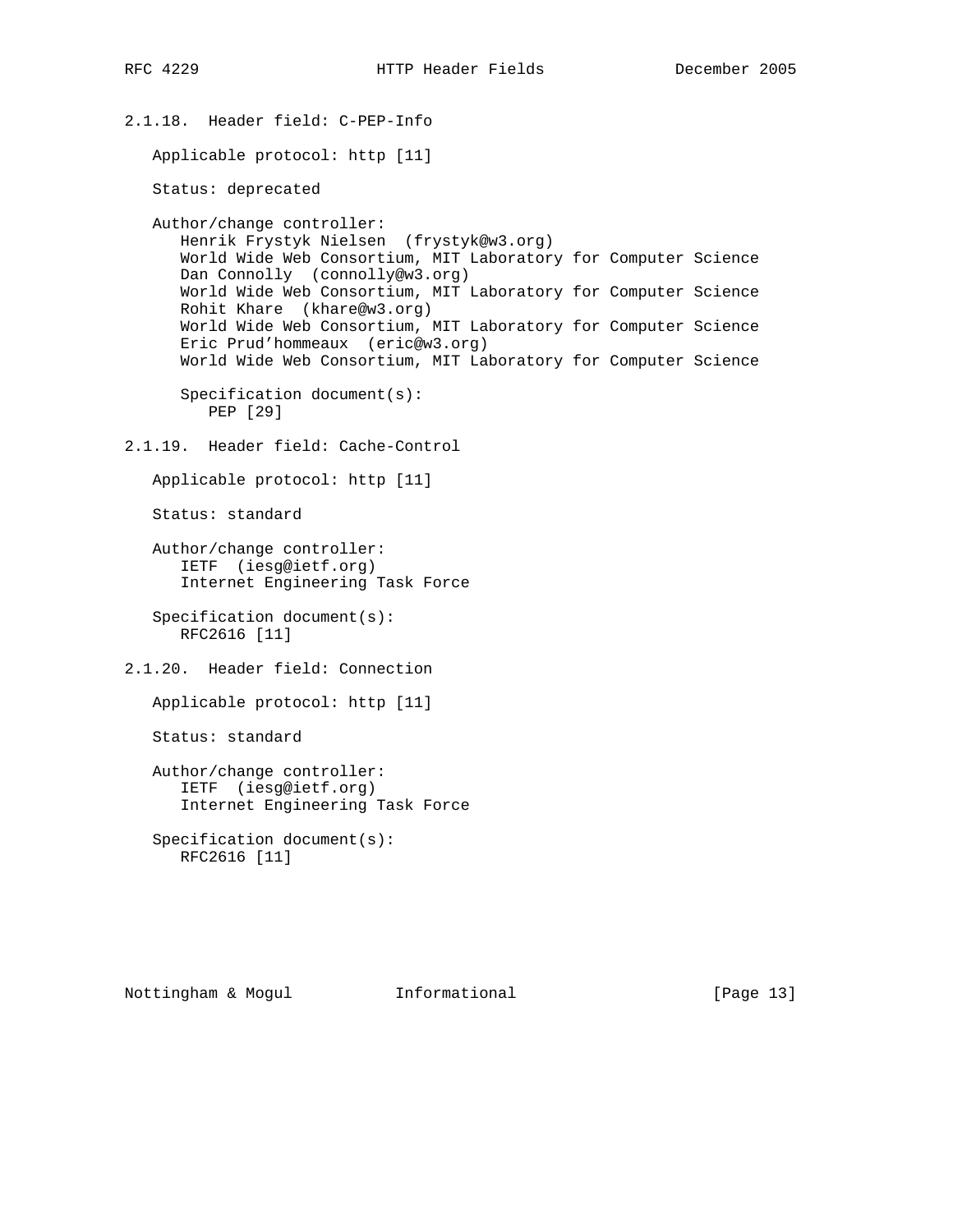#### 2.1.18. Header field: C-PEP-Info

Applicable protocol: http [11]

Status: deprecated

Author/change controller:
Henrik Frystyk Nielsen (frystyk@w3.org)
World Wide Web Consortium, MIT Laboratory for Computer Science
Dan Connolly (connolly@w3.org)
World Wide Web Consortium, MIT Laboratory for Computer Science
Rohit Khare (khare@w3.org)
World Wide Web Consortium, MIT Laboratory for Computer Science
Eric Prud'hommeaux (eric@w3.org)
World Wide Web Consortium, MIT Laboratory for Computer Science

Specification document(s):
PEP [29]

#### 2.1.19. Header field: Cache-Control

Applicable protocol: http [11]

Status: standard

Author/change controller:
IETF (iesg@ietf.org)
Internet Engineering Task Force

Specification document(s):
RFC2616 [11]

#### 2.1.20. Header field: Connection

Applicable protocol: http [11]

Status: standard

Author/change controller:
IETF (iesg@ietf.org)
Internet Engineering Task Force

Specification document(s):
RFC2616 [11]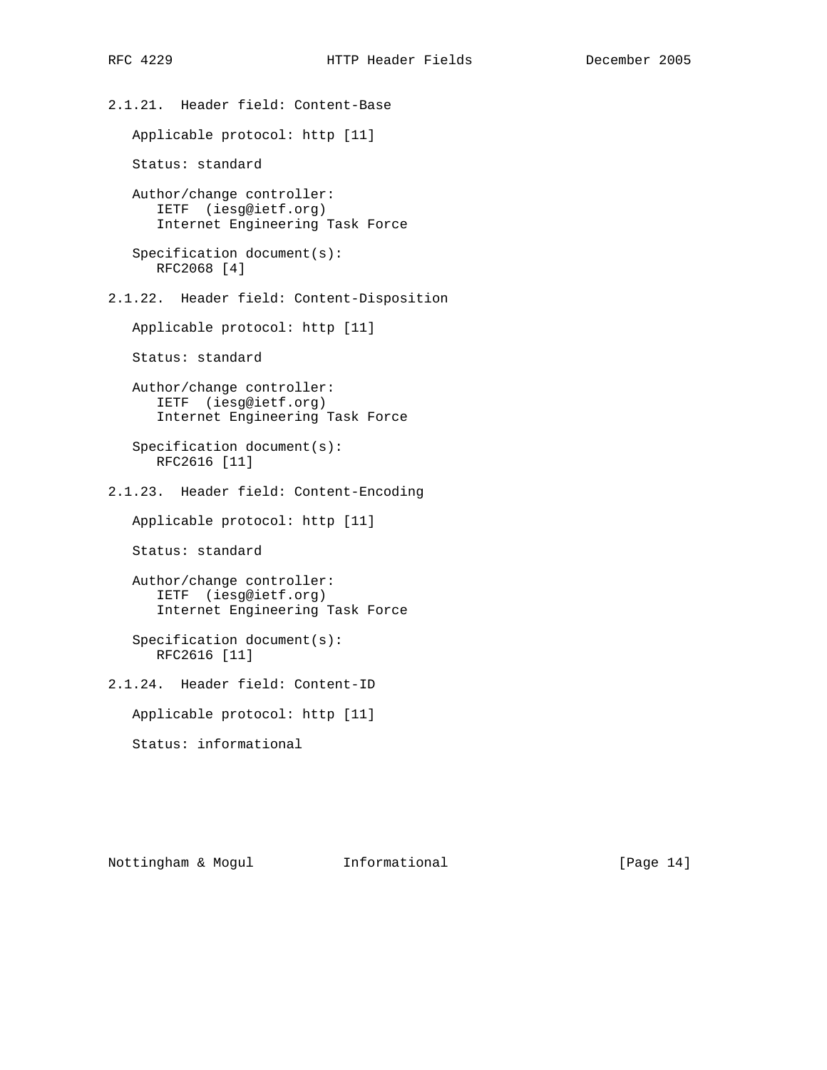### 2.1.21. Header field: Content-Base

Applicable protocol: http [11]

Status: standard

Author/change controller:
IETF (iesg@ietf.org)
Internet Engineering Task Force

Specification document(s):
RFC2068 [4]

### 2.1.22. Header field: Content-Disposition

Applicable protocol: http [11]

Status: standard

Author/change controller:
IETF (iesg@ietf.org)
Internet Engineering Task Force

Specification document(s):
RFC2616 [11]

### 2.1.23. Header field: Content-Encoding

Applicable protocol: http [11]

Status: standard

Author/change controller:
IETF (iesg@ietf.org)
Internet Engineering Task Force

Specification document(s):
RFC2616 [11]

### 2.1.24. Header field: Content-ID

Applicable protocol: http [11]

Status: informational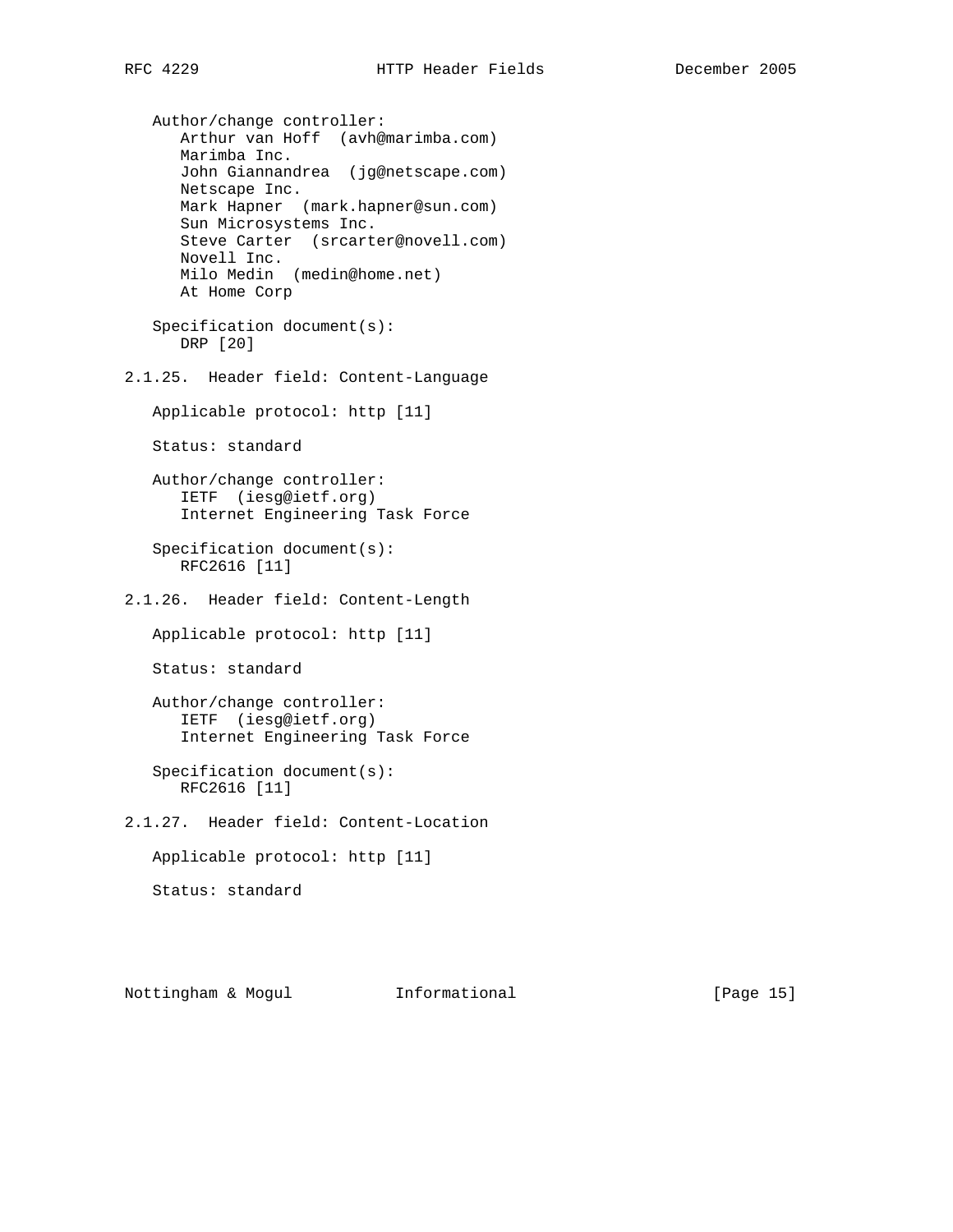Author/change controller:
   Arthur van Hoff  (avh@marimba.com)
   Marimba Inc.
   John Giannandrea  (jg@netscape.com)
   Netscape Inc.
   Mark Hapner  (mark.hapner@sun.com)
   Sun Microsystems Inc.
   Steve Carter  (srcarter@novell.com)
   Novell Inc.
   Milo Medin  (medin@home.net)
   At Home Corp

Specification document(s):
   DRP [20]

### 2.1.25. Header field: Content-Language

Applicable protocol: http [11]

Status: standard

Author/change controller:
   IETF  (iesg@ietf.org)
   Internet Engineering Task Force

Specification document(s):
   RFC2616 [11]

### 2.1.26. Header field: Content-Length

Applicable protocol: http [11]

Status: standard

Author/change controller:
   IETF  (iesg@ietf.org)
   Internet Engineering Task Force

Specification document(s):
   RFC2616 [11]

### 2.1.27. Header field: Content-Location

Applicable protocol: http [11]

Status: standard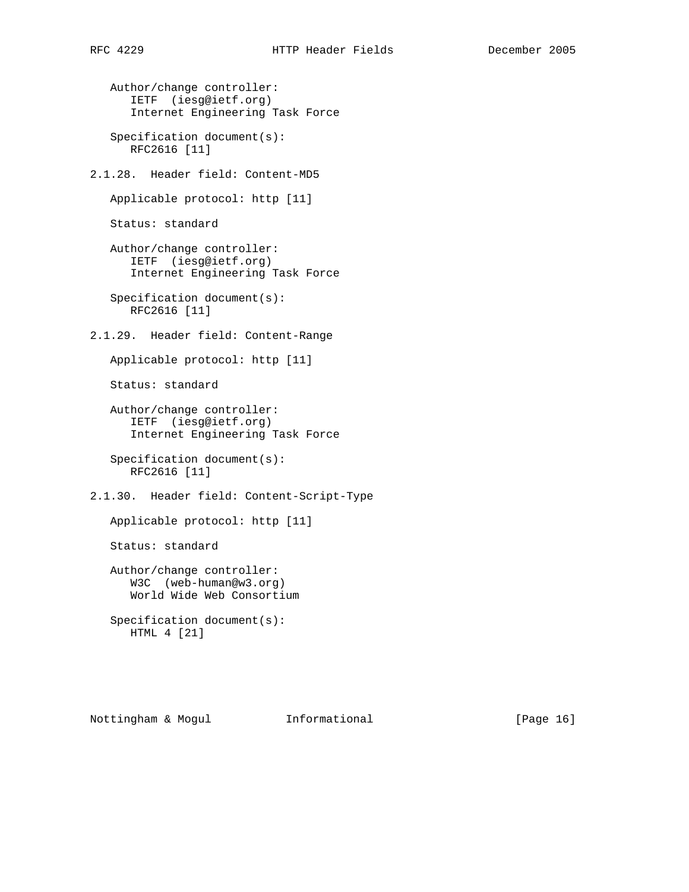Author/change controller:
IETF (iesg@ietf.org)
Internet Engineering Task Force

Specification document(s):
RFC2616 [11]

### 2.1.28. Header field: Content-MD5

Applicable protocol: http [11]

Status: standard

Author/change controller:
IETF (iesg@ietf.org)
Internet Engineering Task Force

Specification document(s):
RFC2616 [11]

### 2.1.29. Header field: Content-Range

Applicable protocol: http [11]

Status: standard

Author/change controller:
IETF (iesg@ietf.org)
Internet Engineering Task Force

Specification document(s):
RFC2616 [11]

### 2.1.30. Header field: Content-Script-Type

Applicable protocol: http [11]

Status: standard

Author/change controller:
W3C (web-human@w3.org)
World Wide Web Consortium

Specification document(s):
HTML 4 [21]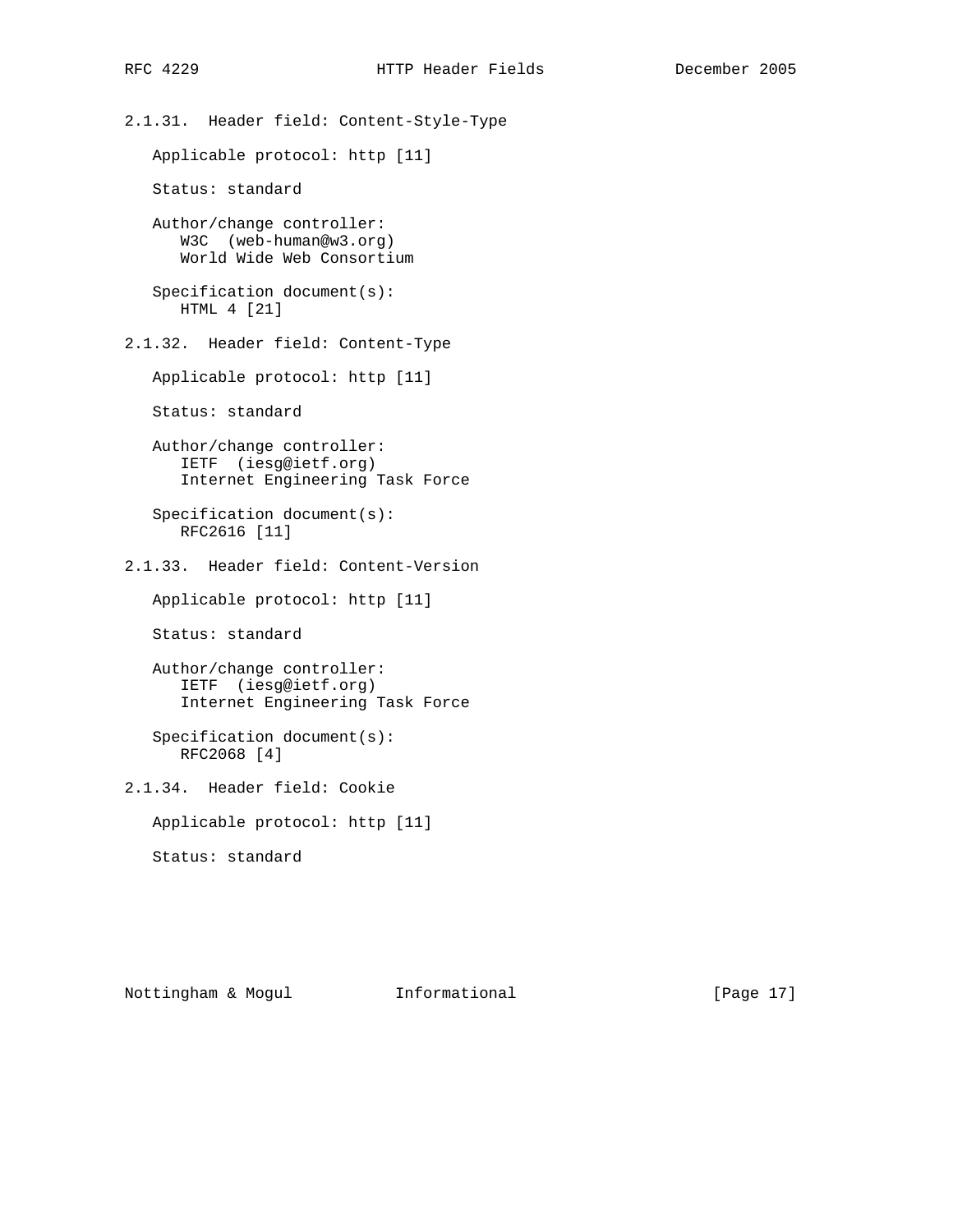### 2.1.31. Header field: Content-Style-Type

Applicable protocol: http [11]

Status: standard

Author/change controller:
W3C (web-human@w3.org)
World Wide Web Consortium

Specification document(s):
HTML 4 [21]

### 2.1.32. Header field: Content-Type

Applicable protocol: http [11]

Status: standard

Author/change controller:
IETF (iesg@ietf.org)
Internet Engineering Task Force

Specification document(s):
RFC2616 [11]

### 2.1.33. Header field: Content-Version

Applicable protocol: http [11]

Status: standard

Author/change controller:
IETF (iesg@ietf.org)
Internet Engineering Task Force

Specification document(s):
RFC2068 [4]

### 2.1.34. Header field: Cookie

Applicable protocol: http [11]

Status: standard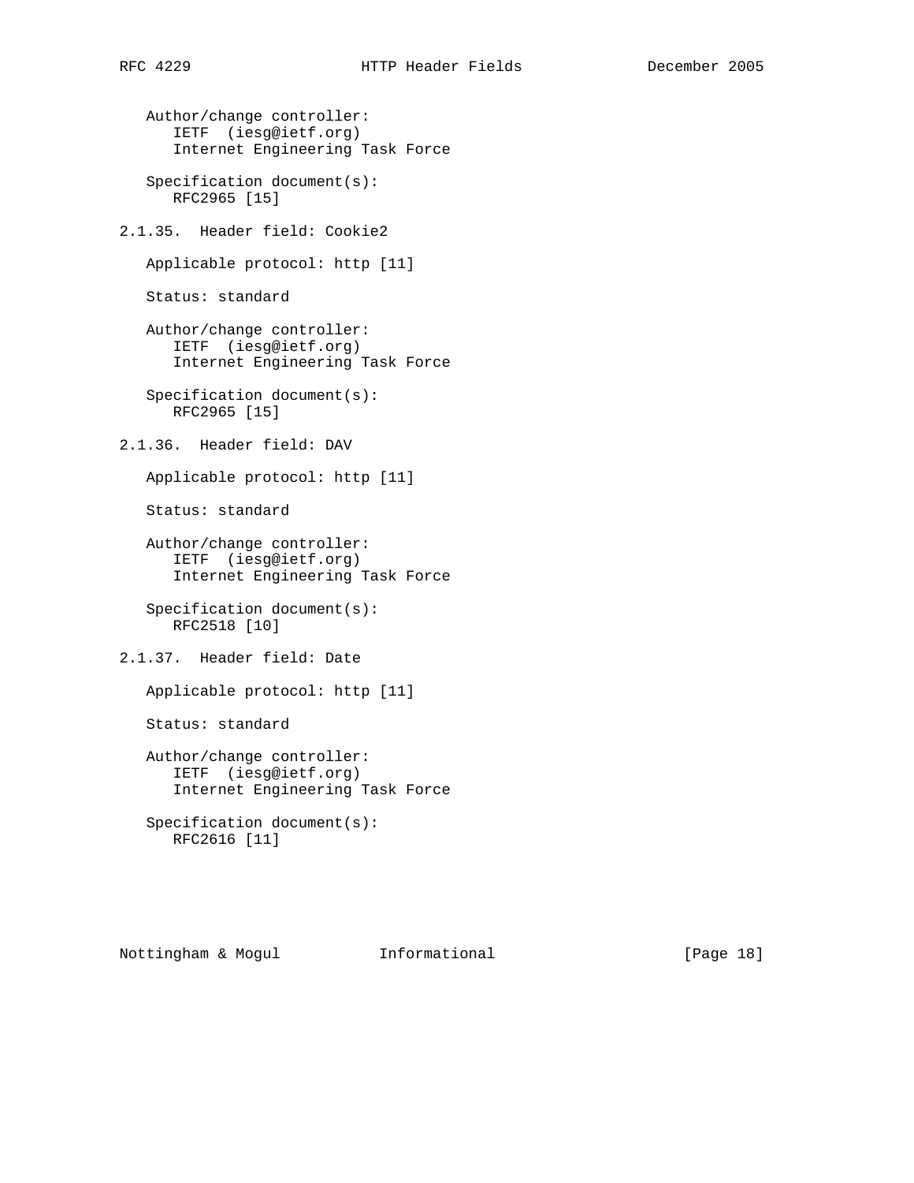Author/change controller:
IETF (iesg@ietf.org)
Internet Engineering Task Force

Specification document(s):
RFC2965 [15]

### 2.1.35. Header field: Cookie2

Applicable protocol: http [11]

Status: standard

Author/change controller:
IETF (iesg@ietf.org)
Internet Engineering Task Force

Specification document(s):
RFC2965 [15]

### 2.1.36. Header field: DAV

Applicable protocol: http [11]

Status: standard

Author/change controller:
IETF (iesg@ietf.org)
Internet Engineering Task Force

Specification document(s):
RFC2518 [10]

### 2.1.37. Header field: Date

Applicable protocol: http [11]

Status: standard

Author/change controller:
IETF (iesg@ietf.org)
Internet Engineering Task Force

Specification document(s):
RFC2616 [11]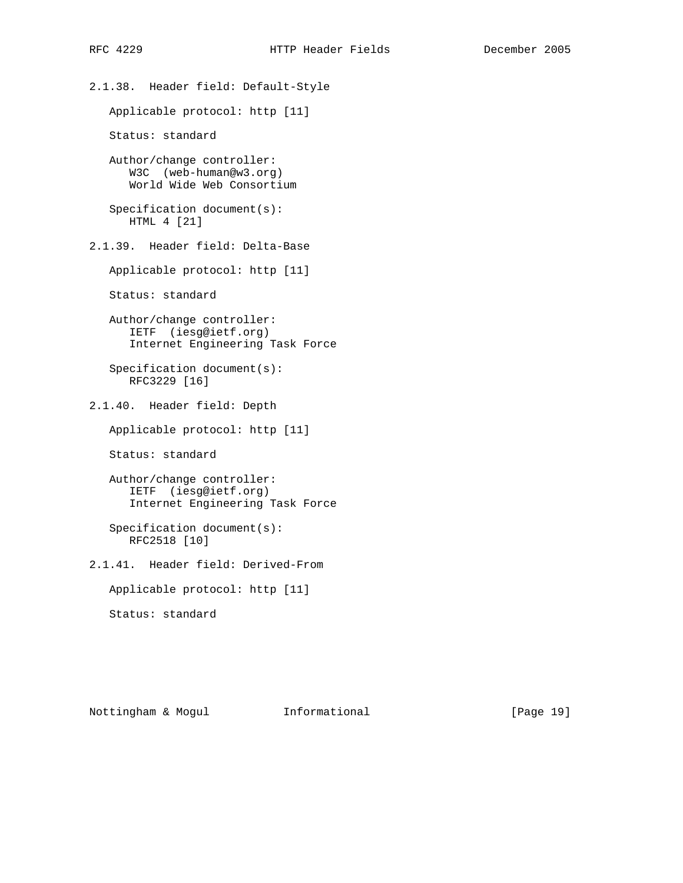### 2.1.38. Header field: Default-Style

Applicable protocol: http [11]

Status: standard

Author/change controller:
W3C (web-human@w3.org)
World Wide Web Consortium

Specification document(s):
HTML 4 [21]

### 2.1.39. Header field: Delta-Base

Applicable protocol: http [11]

Status: standard

Author/change controller:
IETF (iesg@ietf.org)
Internet Engineering Task Force

Specification document(s):
RFC3229 [16]

### 2.1.40. Header field: Depth

Applicable protocol: http [11]

Status: standard

Author/change controller:
IETF (iesg@ietf.org)
Internet Engineering Task Force

Specification document(s):
RFC2518 [10]

### 2.1.41. Header field: Derived-From

Applicable protocol: http [11]

Status: standard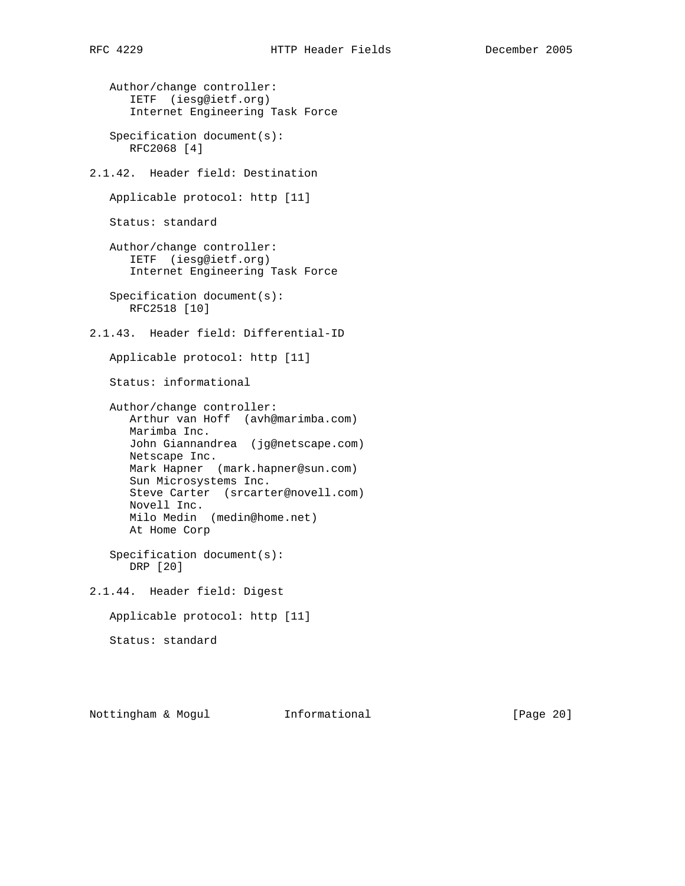Author/change controller:
IETF (iesg@ietf.org)
Internet Engineering Task Force

Specification document(s):
RFC2068 [4]

### 2.1.42. Header field: Destination

Applicable protocol: http [11]

Status: standard

Author/change controller:
IETF (iesg@ietf.org)
Internet Engineering Task Force

Specification document(s):
RFC2518 [10]

### 2.1.43. Header field: Differential-ID

Applicable protocol: http [11]

Status: informational

Author/change controller:
Arthur van Hoff (avh@marimba.com)
Marimba Inc.
John Giannandrea (jg@netscape.com)
Netscape Inc.
Mark Hapner (mark.hapner@sun.com)
Sun Microsystems Inc.
Steve Carter (srcarter@novell.com)
Novell Inc.
Milo Medin (medin@home.net)
At Home Corp

Specification document(s):
DRP [20]

### 2.1.44. Header field: Digest

Applicable protocol: http [11]

Status: standard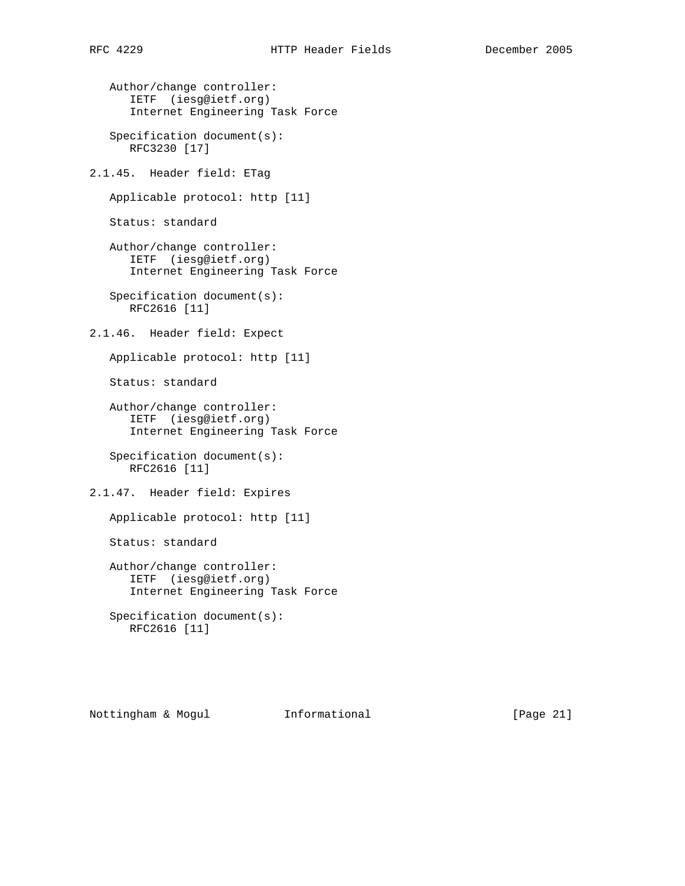Author/change controller:
IETF (iesg@ietf.org)
Internet Engineering Task Force

Specification document(s):
RFC3230 [17]

### 2.1.45. Header field: ETag

Applicable protocol: http [11]

Status: standard

Author/change controller:
IETF (iesg@ietf.org)
Internet Engineering Task Force

Specification document(s):
RFC2616 [11]

### 2.1.46. Header field: Expect

Applicable protocol: http [11]

Status: standard

Author/change controller:
IETF (iesg@ietf.org)
Internet Engineering Task Force

Specification document(s):
RFC2616 [11]

### 2.1.47. Header field: Expires

Applicable protocol: http [11]

Status: standard

Author/change controller:
IETF (iesg@ietf.org)
Internet Engineering Task Force

Specification document(s):
RFC2616 [11]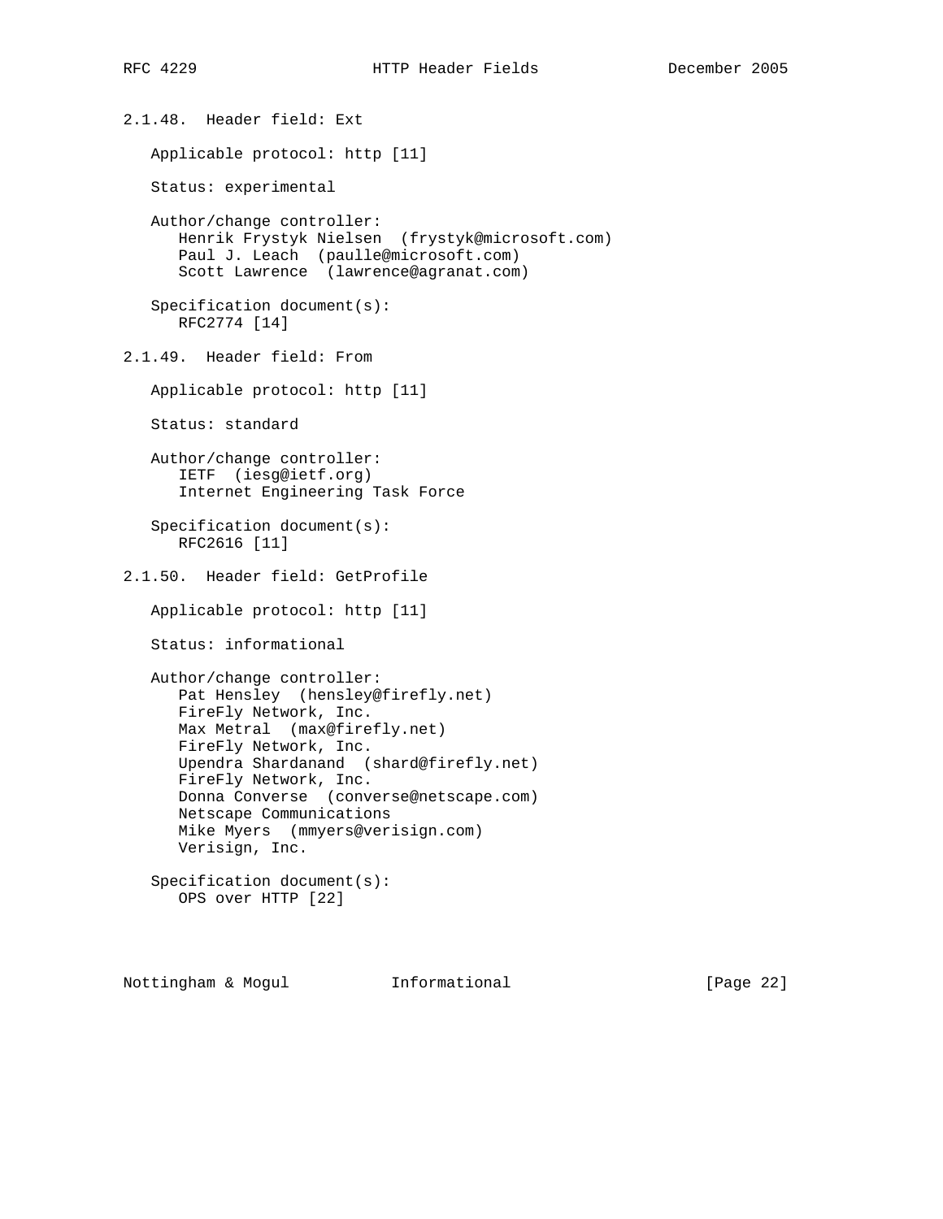#### 2.1.48. Header field: Ext

Applicable protocol: http [11]

Status: experimental

Author/change controller:
Henrik Frystyk Nielsen (frystyk@microsoft.com)
Paul J. Leach (paulle@microsoft.com)
Scott Lawrence (lawrence@agranat.com)

Specification document(s):
RFC2774 [14]

#### 2.1.49. Header field: From

Applicable protocol: http [11]

Status: standard

Author/change controller:
IETF (iesg@ietf.org)
Internet Engineering Task Force

Specification document(s):
RFC2616 [11]

#### 2.1.50. Header field: GetProfile

Applicable protocol: http [11]

Status: informational

Author/change controller:
Pat Hensley (hensley@firefly.net)
FireFly Network, Inc.
Max Metral (max@firefly.net)
FireFly Network, Inc.
Upendra Shardanand (shard@firefly.net)
FireFly Network, Inc.
Donna Converse (converse@netscape.com)
Netscape Communications
Mike Myers (mmyers@verisign.com)
Verisign, Inc.

Specification document(s):
OPS over HTTP [22]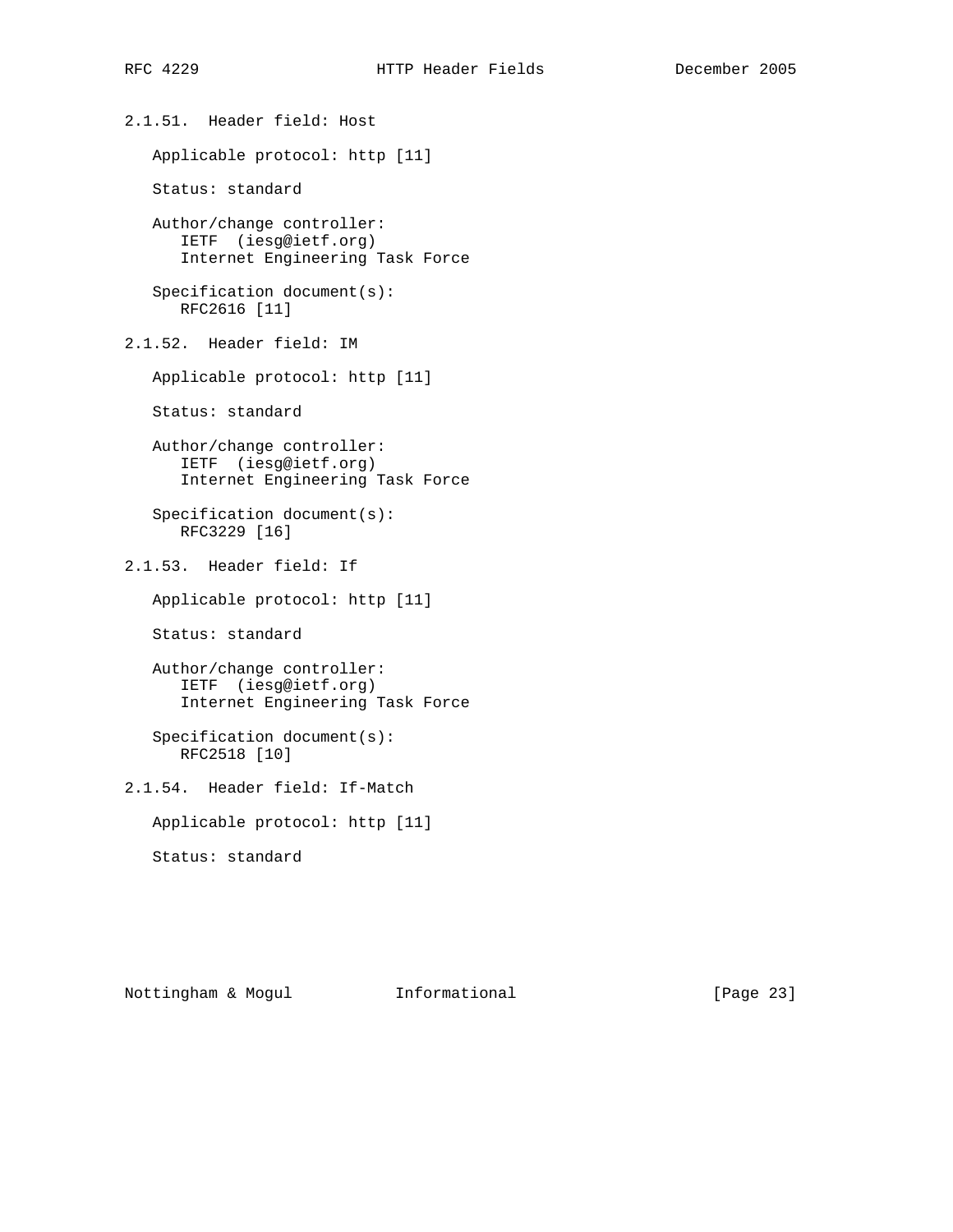### 2.1.51. Header field: Host

Applicable protocol: http [11]

Status: standard

Author/change controller:
IETF (iesg@ietf.org)
Internet Engineering Task Force

Specification document(s):
RFC2616 [11]

### 2.1.52. Header field: IM

Applicable protocol: http [11]

Status: standard

Author/change controller:
IETF (iesg@ietf.org)
Internet Engineering Task Force

Specification document(s):
RFC3229 [16]

### 2.1.53. Header field: If

Applicable protocol: http [11]

Status: standard

Author/change controller:
IETF (iesg@ietf.org)
Internet Engineering Task Force

Specification document(s):
RFC2518 [10]

### 2.1.54. Header field: If-Match

Applicable protocol: http [11]

Status: standard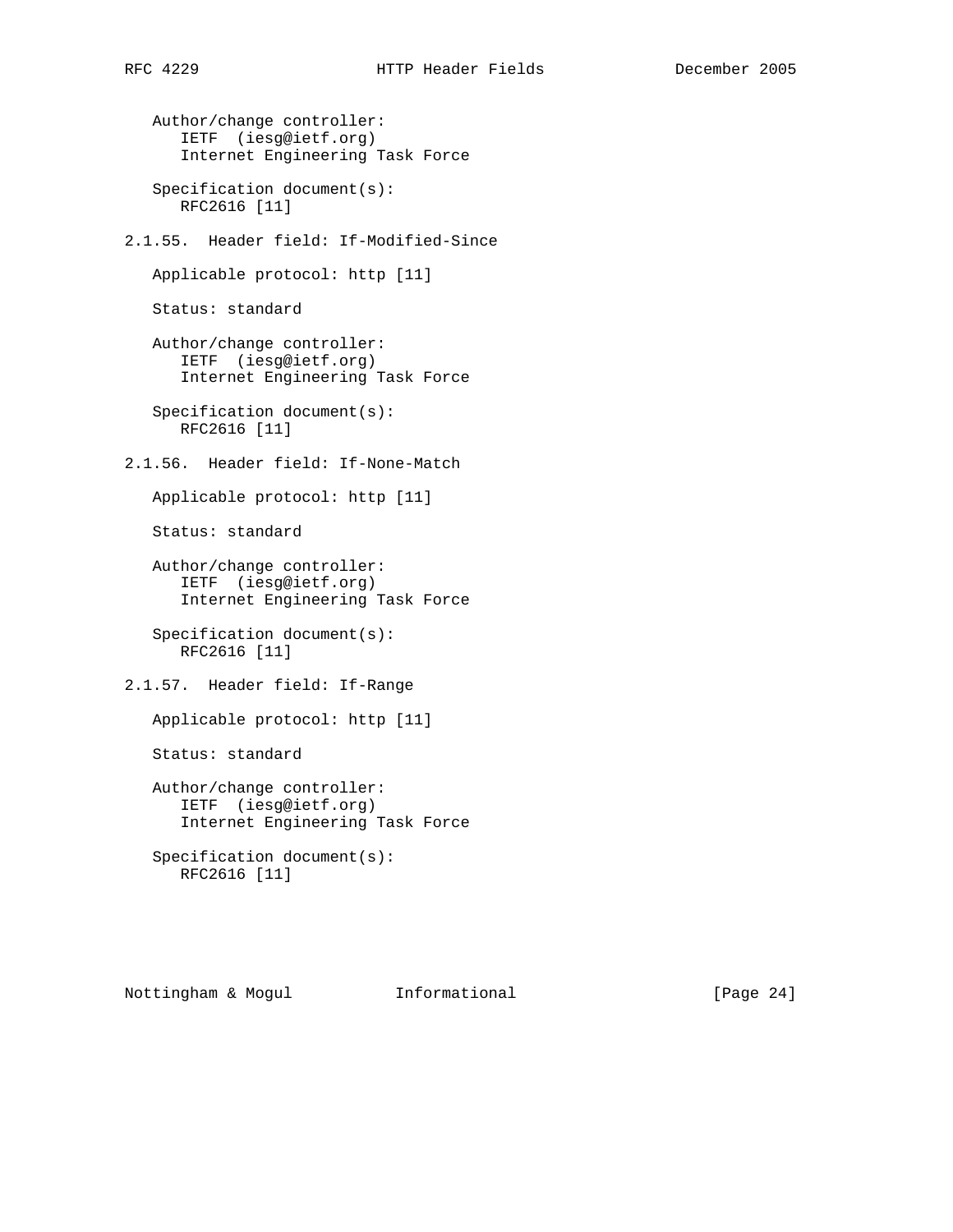Author/change controller:
IETF (iesg@ietf.org)
Internet Engineering Task Force

Specification document(s):
RFC2616 [11]

### 2.1.55. Header field: If-Modified-Since

Applicable protocol: http [11]

Status: standard

Author/change controller:
IETF (iesg@ietf.org)
Internet Engineering Task Force

Specification document(s):
RFC2616 [11]

### 2.1.56. Header field: If-None-Match

Applicable protocol: http [11]

Status: standard

Author/change controller:
IETF (iesg@ietf.org)
Internet Engineering Task Force

Specification document(s):
RFC2616 [11]

### 2.1.57. Header field: If-Range

Applicable protocol: http [11]

Status: standard

Author/change controller:
IETF (iesg@ietf.org)
Internet Engineering Task Force

Specification document(s):
RFC2616 [11]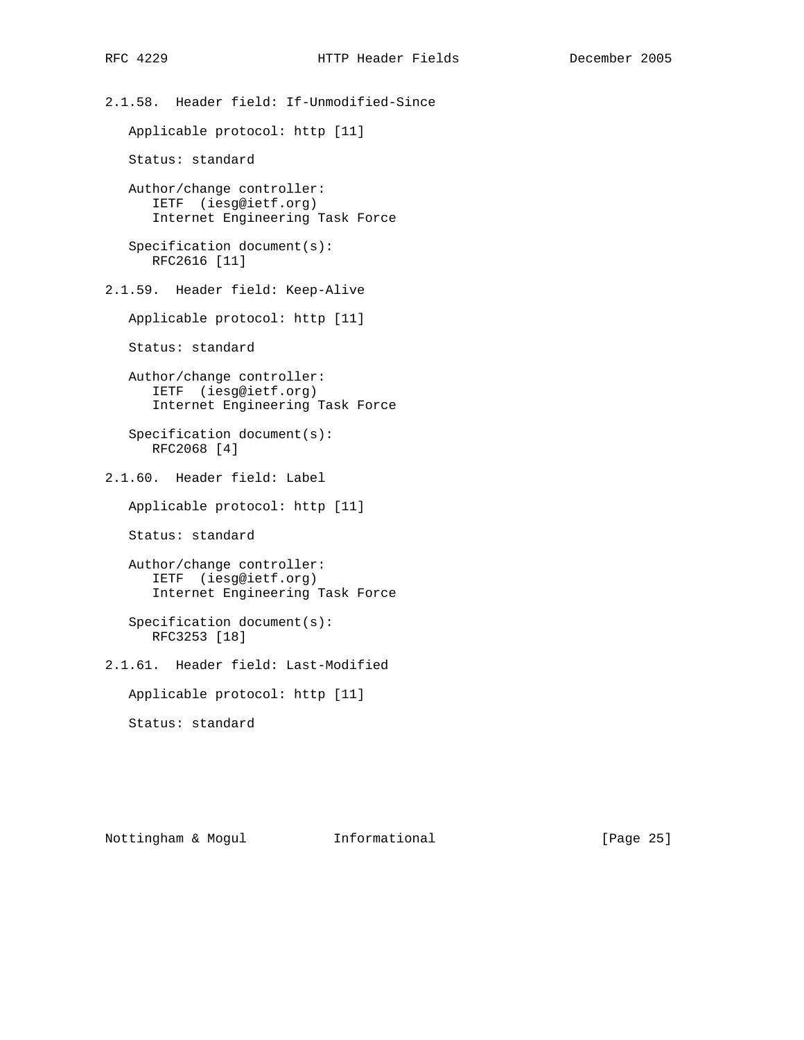#### 2.1.58. Header field: If-Unmodified-Since

Applicable protocol: http [11]

Status: standard

Author/change controller:
IETF (iesg@ietf.org)
Internet Engineering Task Force

Specification document(s):
RFC2616 [11]

#### 2.1.59. Header field: Keep-Alive

Applicable protocol: http [11]

Status: standard

Author/change controller:
IETF (iesg@ietf.org)
Internet Engineering Task Force

Specification document(s):
RFC2068 [4]

#### 2.1.60. Header field: Label

Applicable protocol: http [11]

Status: standard

Author/change controller:
IETF (iesg@ietf.org)
Internet Engineering Task Force

Specification document(s):
RFC3253 [18]

#### 2.1.61. Header field: Last-Modified

Applicable protocol: http [11]

Status: standard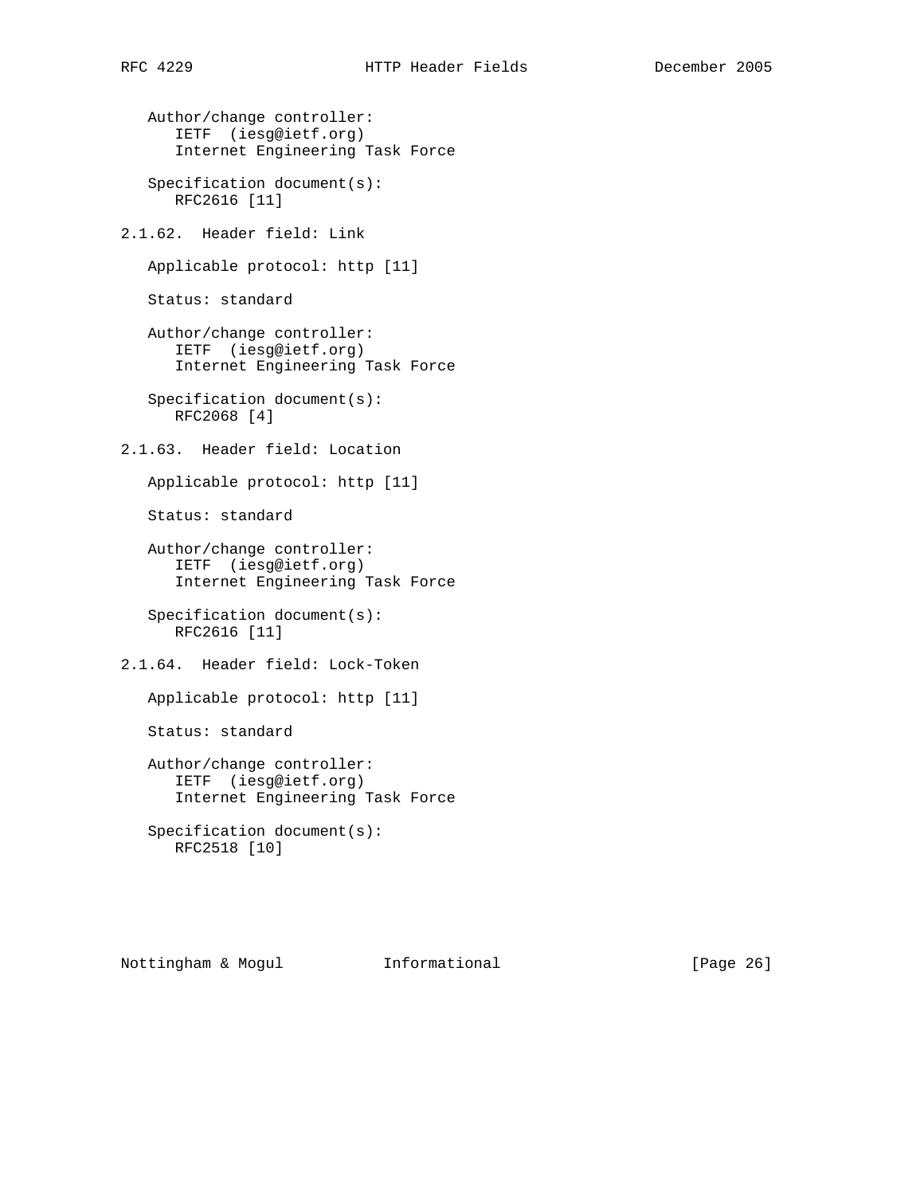Author/change controller:
IETF (iesg@ietf.org)
Internet Engineering Task Force

Specification document(s):
RFC2616 [11]

### 2.1.62. Header field: Link

Applicable protocol: http [11]

Status: standard

Author/change controller:
IETF (iesg@ietf.org)
Internet Engineering Task Force

Specification document(s):
RFC2068 [4]

### 2.1.63. Header field: Location

Applicable protocol: http [11]

Status: standard

Author/change controller:
IETF (iesg@ietf.org)
Internet Engineering Task Force

Specification document(s):
RFC2616 [11]

### 2.1.64. Header field: Lock-Token

Applicable protocol: http [11]

Status: standard

Author/change controller:
IETF (iesg@ietf.org)
Internet Engineering Task Force

Specification document(s):
RFC2518 [10]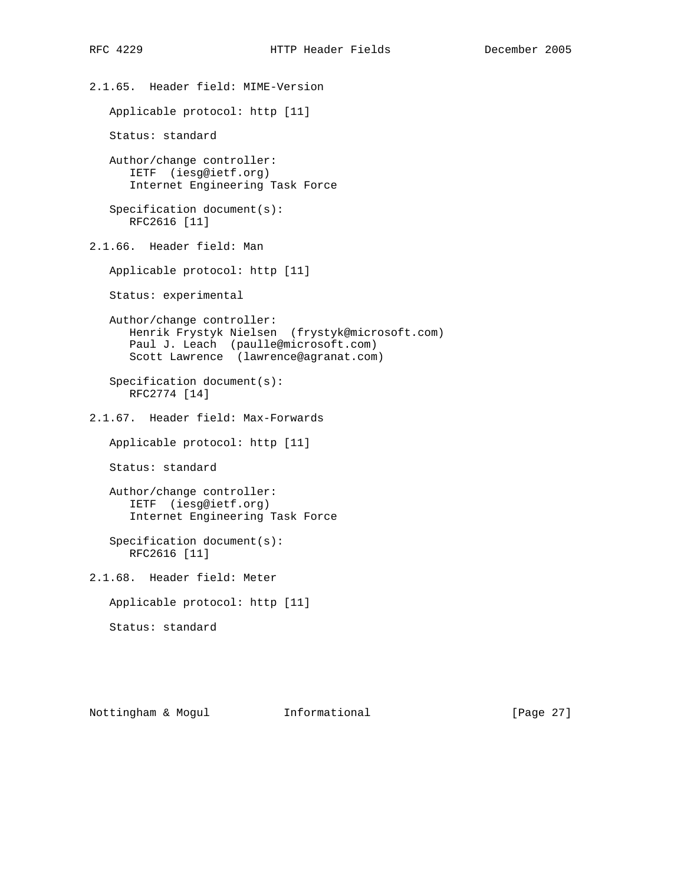### 2.1.65. Header field: MIME-Version

Applicable protocol: http [11]

Status: standard

Author/change controller:
IETF (iesg@ietf.org)
Internet Engineering Task Force

Specification document(s):
RFC2616 [11]

### 2.1.66. Header field: Man

Applicable protocol: http [11]

Status: experimental

Author/change controller:
Henrik Frystyk Nielsen (frystyk@microsoft.com)
Paul J. Leach (paulle@microsoft.com)
Scott Lawrence (lawrence@agranat.com)

Specification document(s):
RFC2774 [14]

### 2.1.67. Header field: Max-Forwards

Applicable protocol: http [11]

Status: standard

Author/change controller:
IETF (iesg@ietf.org)
Internet Engineering Task Force

Specification document(s):
RFC2616 [11]

### 2.1.68. Header field: Meter

Applicable protocol: http [11]

Status: standard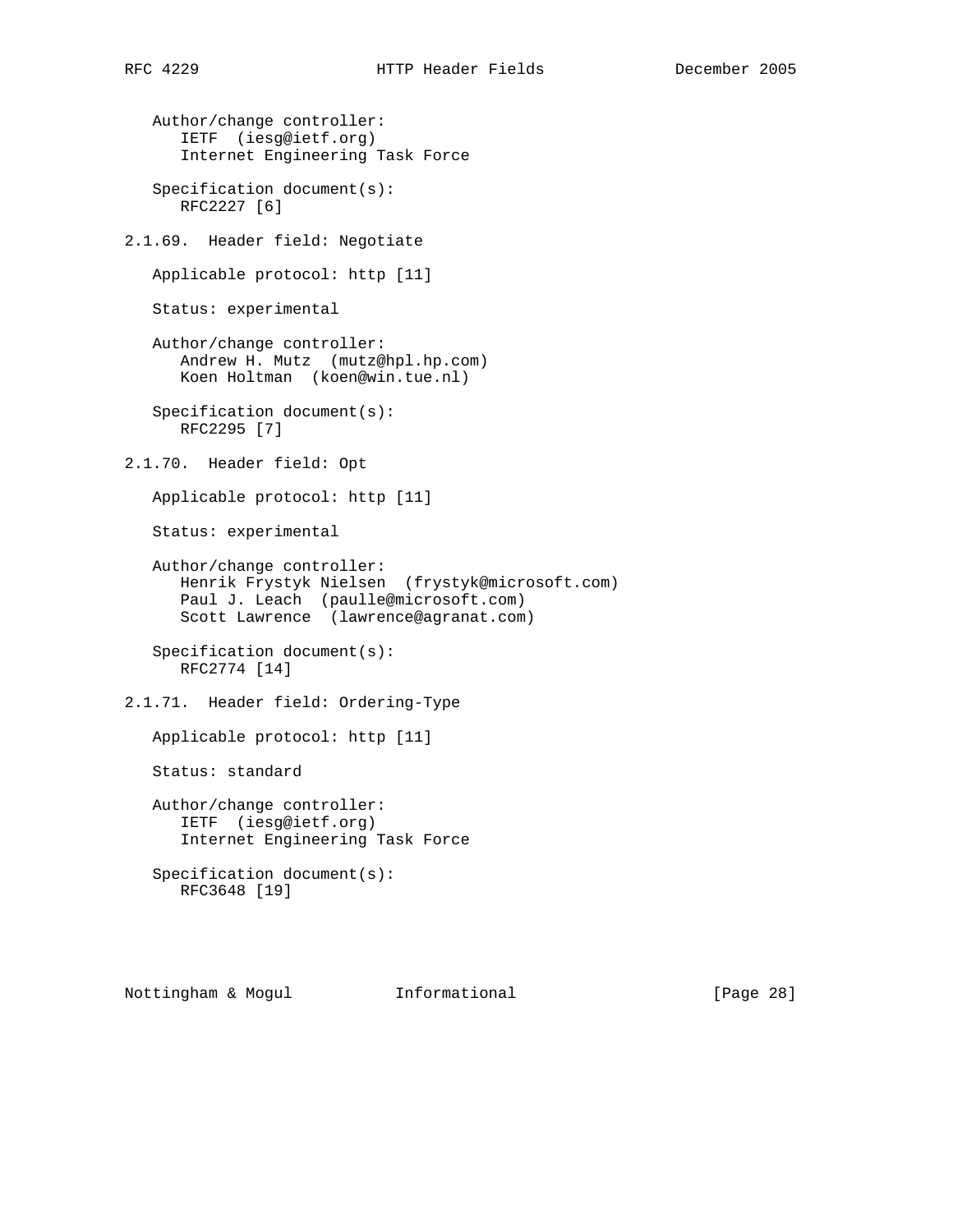Author/change controller:
IETF (iesg@ietf.org)
Internet Engineering Task Force

Specification document(s):
RFC2227 [6]

### 2.1.69. Header field: Negotiate

Applicable protocol: http [11]

Status: experimental

Author/change controller:
Andrew H. Mutz (mutz@hpl.hp.com)
Koen Holtman (koen@win.tue.nl)

Specification document(s):
RFC2295 [7]

### 2.1.70. Header field: Opt

Applicable protocol: http [11]

Status: experimental

Author/change controller:
Henrik Frystyk Nielsen (frystyk@microsoft.com)
Paul J. Leach (paulle@microsoft.com)
Scott Lawrence (lawrence@agranat.com)

Specification document(s):
RFC2774 [14]

### 2.1.71. Header field: Ordering-Type

Applicable protocol: http [11]

Status: standard

Author/change controller:
IETF (iesg@ietf.org)
Internet Engineering Task Force

Specification document(s):
RFC3648 [19]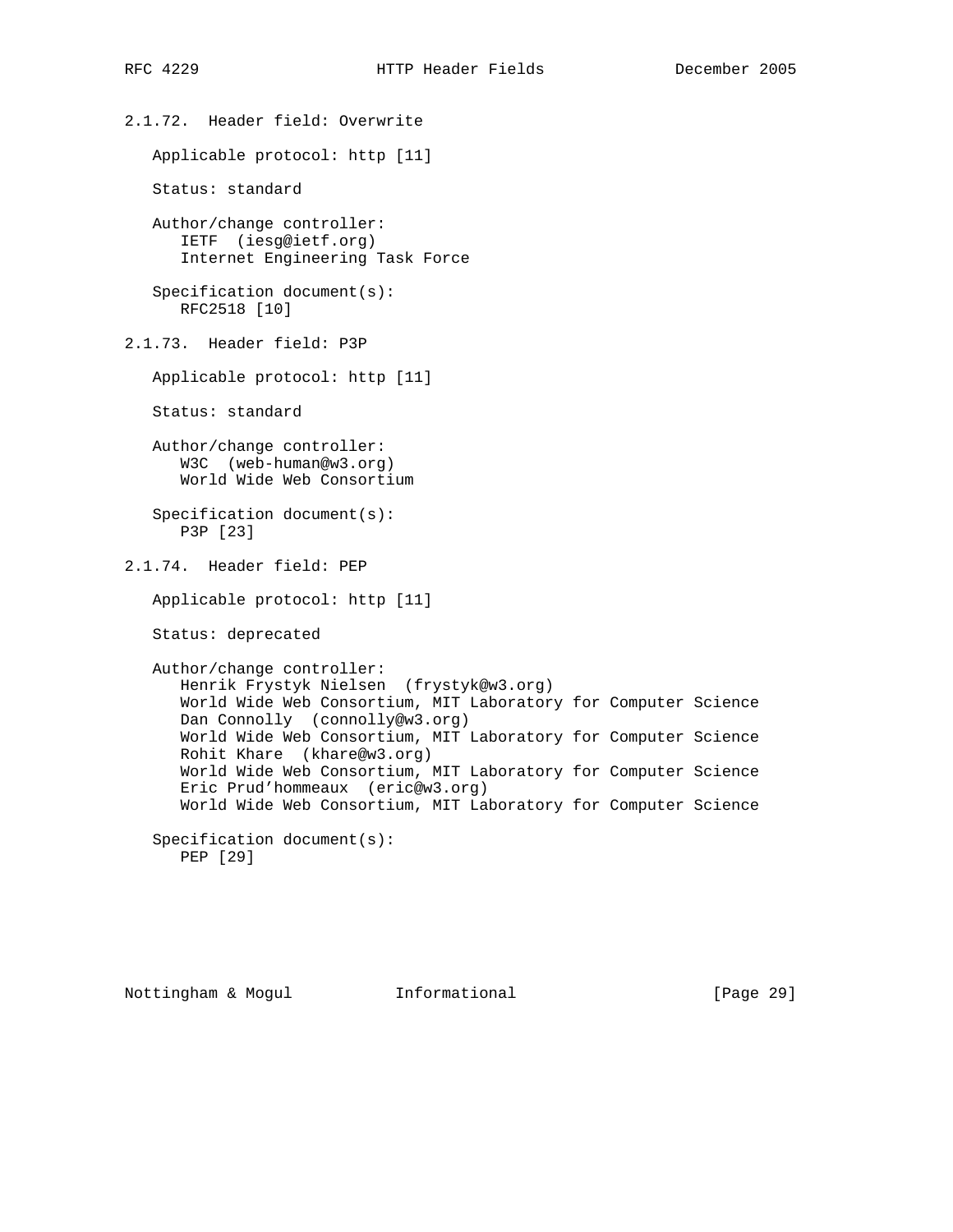### 2.1.72. Header field: Overwrite

Applicable protocol: http [11]

Status: standard

Author/change controller:
IETF (iesg@ietf.org)
Internet Engineering Task Force

Specification document(s):
RFC2518 [10]

### 2.1.73. Header field: P3P

Applicable protocol: http [11]

Status: standard

Author/change controller:
W3C (web-human@w3.org)
World Wide Web Consortium

Specification document(s):
P3P [23]

### 2.1.74. Header field: PEP

Applicable protocol: http [11]

Status: deprecated

Author/change controller:
Henrik Frystyk Nielsen (frystyk@w3.org)
World Wide Web Consortium, MIT Laboratory for Computer Science
Dan Connolly (connolly@w3.org)
World Wide Web Consortium, MIT Laboratory for Computer Science
Rohit Khare (khare@w3.org)
World Wide Web Consortium, MIT Laboratory for Computer Science
Eric Prud'hommeaux (eric@w3.org)
World Wide Web Consortium, MIT Laboratory for Computer Science

Specification document(s):
PEP [29]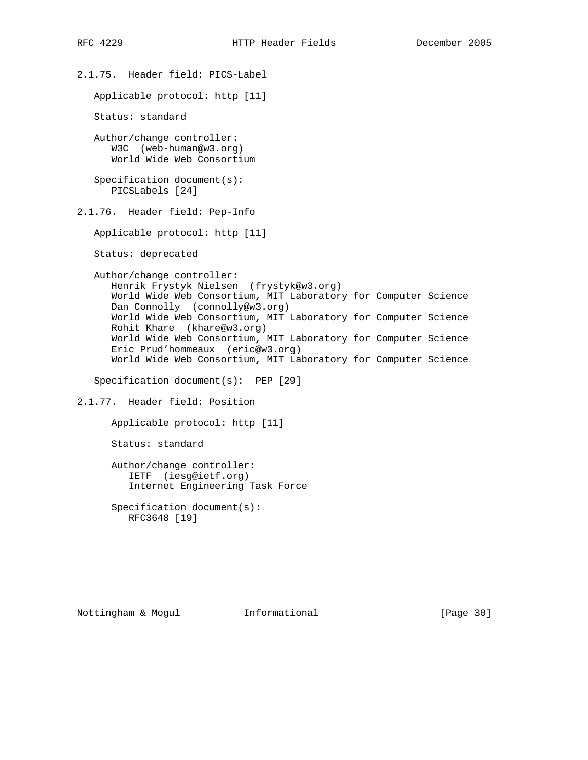### 2.1.75. Header field: PICS-Label

Applicable protocol: http [11]

Status: standard

Author/change controller:
W3C (web-human@w3.org)
World Wide Web Consortium

Specification document(s):
PICSLabels [24]

### 2.1.76. Header field: Pep-Info

Applicable protocol: http [11]

Status: deprecated

Author/change controller:
Henrik Frystyk Nielsen (frystyk@w3.org)
World Wide Web Consortium, MIT Laboratory for Computer Science
Dan Connolly (connolly@w3.org)
World Wide Web Consortium, MIT Laboratory for Computer Science
Rohit Khare (khare@w3.org)
World Wide Web Consortium, MIT Laboratory for Computer Science
Eric Prud'hommeaux (eric@w3.org)
World Wide Web Consortium, MIT Laboratory for Computer Science

Specification document(s): PEP [29]

### 2.1.77. Header field: Position

Applicable protocol: http [11]

Status: standard

Author/change controller:
IETF (iesg@ietf.org)
Internet Engineering Task Force

Specification document(s):
RFC3648 [19]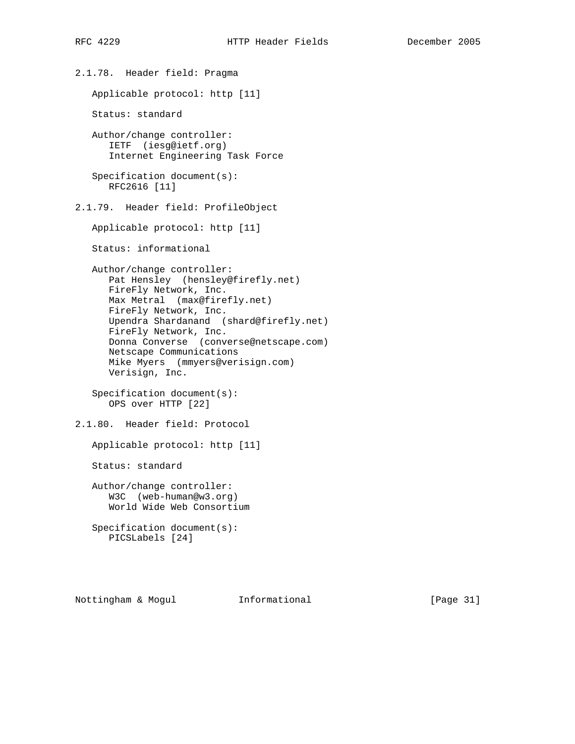### 2.1.78. Header field: Pragma

Applicable protocol: http [11]

Status: standard

Author/change controller:
IETF (iesg@ietf.org)
Internet Engineering Task Force

Specification document(s):
RFC2616 [11]

### 2.1.79. Header field: ProfileObject

Applicable protocol: http [11]

Status: informational

Author/change controller:
Pat Hensley (hensley@firefly.net)
FireFly Network, Inc.
Max Metral (max@firefly.net)
FireFly Network, Inc.
Upendra Shardanand (shard@firefly.net)
FireFly Network, Inc.
Donna Converse (converse@netscape.com)
Netscape Communications
Mike Myers (mmyers@verisign.com)
Verisign, Inc.

Specification document(s):
OPS over HTTP [22]

### 2.1.80. Header field: Protocol

Applicable protocol: http [11]

Status: standard

Author/change controller:
W3C (web-human@w3.org)
World Wide Web Consortium

Specification document(s):
PICSLabels [24]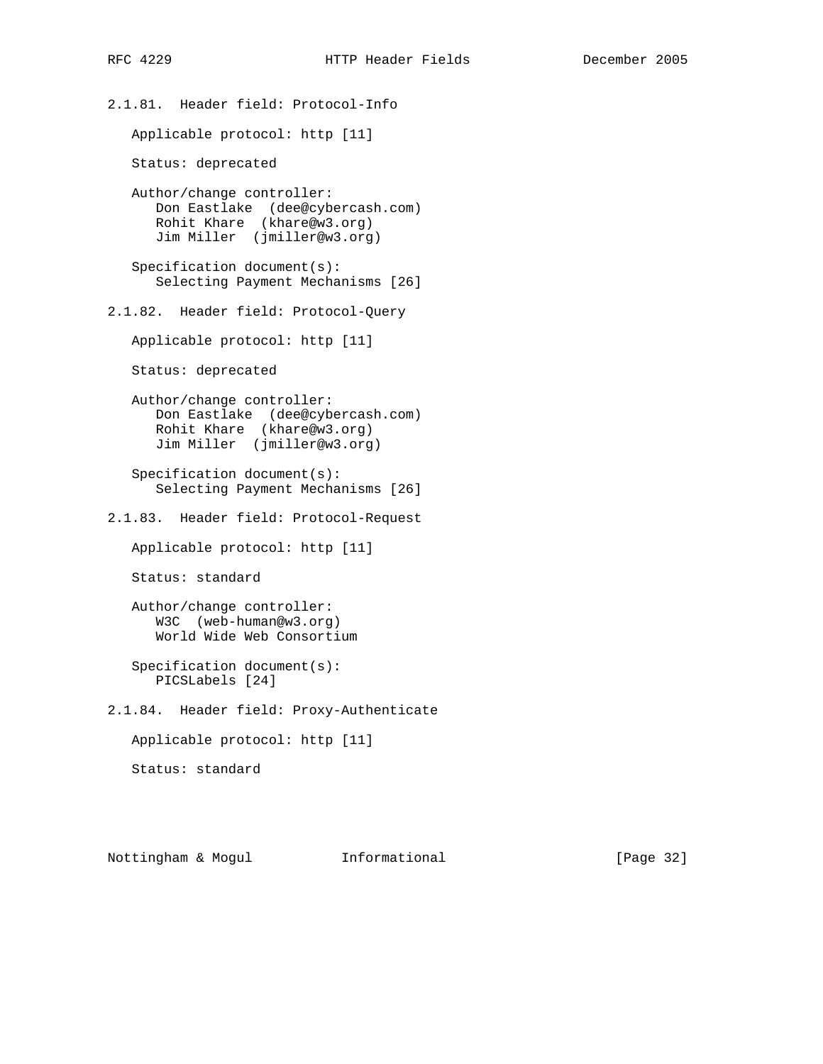### 2.1.81. Header field: Protocol-Info

Applicable protocol: http [11]

Status: deprecated

Author/change controller:
Don Eastlake (dee@cybercash.com)
Rohit Khare (khare@w3.org)
Jim Miller (jmiller@w3.org)

Specification document(s):
Selecting Payment Mechanisms [26]

### 2.1.82. Header field: Protocol-Query

Applicable protocol: http [11]

Status: deprecated

Author/change controller:
Don Eastlake (dee@cybercash.com)
Rohit Khare (khare@w3.org)
Jim Miller (jmiller@w3.org)

Specification document(s):
Selecting Payment Mechanisms [26]

### 2.1.83. Header field: Protocol-Request

Applicable protocol: http [11]

Status: standard

Author/change controller:
W3C (web-human@w3.org)
World Wide Web Consortium

Specification document(s):
PICSLabels [24]

### 2.1.84. Header field: Proxy-Authenticate

Applicable protocol: http [11]

Status: standard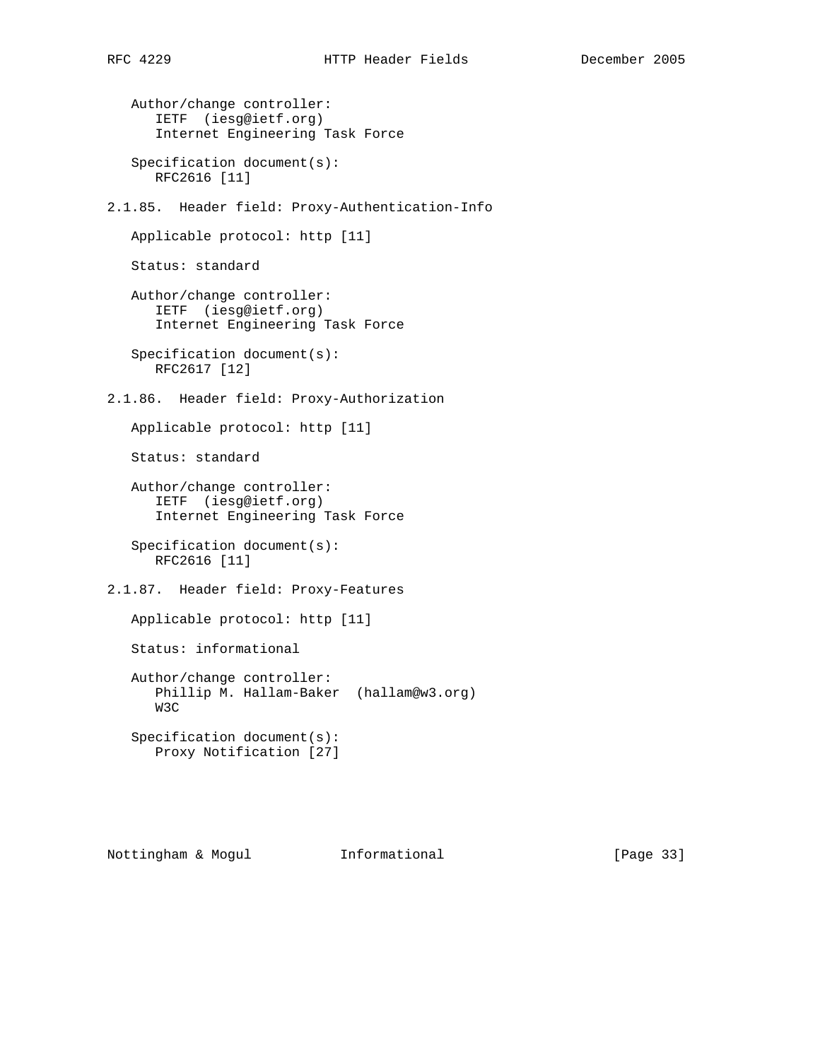Author/change controller:
IETF  (iesg@ietf.org)
Internet Engineering Task Force

Specification document(s):
RFC2616 [11]

### 2.1.85.  Header field: Proxy-Authentication-Info

Applicable protocol: http [11]

Status: standard

Author/change controller:
IETF  (iesg@ietf.org)
Internet Engineering Task Force

Specification document(s):
RFC2617 [12]

### 2.1.86.  Header field: Proxy-Authorization

Applicable protocol: http [11]

Status: standard

Author/change controller:
IETF  (iesg@ietf.org)
Internet Engineering Task Force

Specification document(s):
RFC2616 [11]

### 2.1.87.  Header field: Proxy-Features

Applicable protocol: http [11]

Status: informational

Author/change controller:
Phillip M. Hallam-Baker  (hallam@w3.org)
W3C

Specification document(s):
Proxy Notification [27]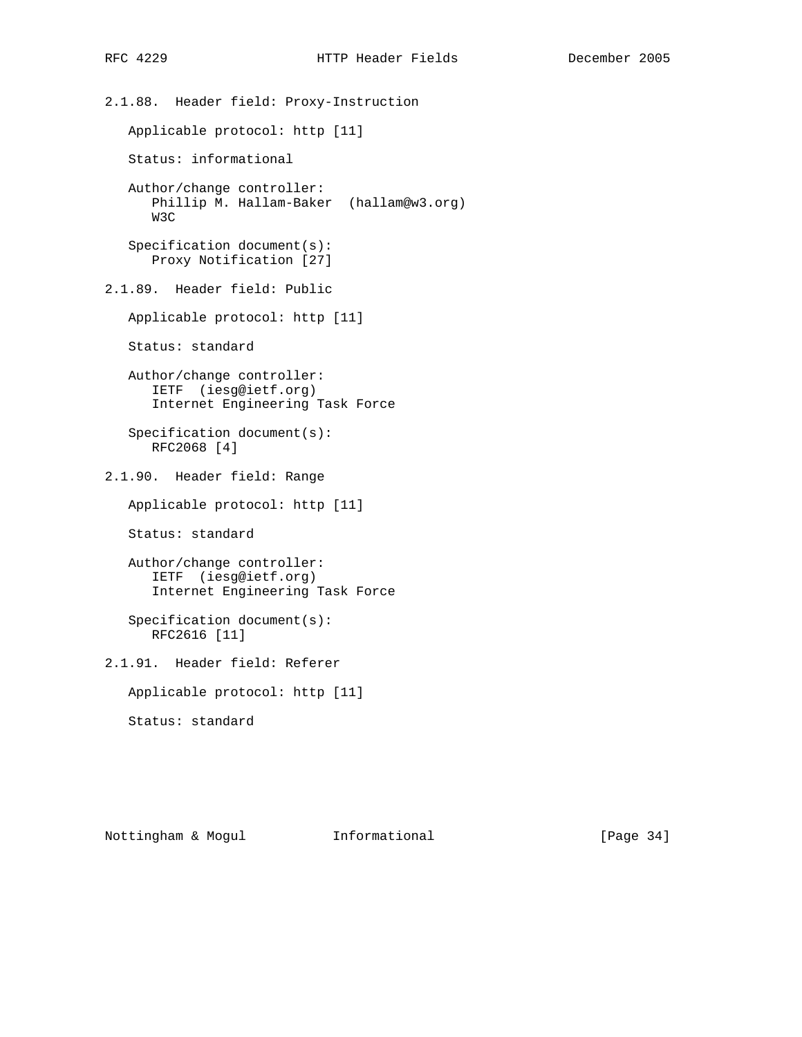### 2.1.88. Header field: Proxy-Instruction

Applicable protocol: http [11]

Status: informational

Author/change controller:
Phillip M. Hallam-Baker (hallam@w3.org)
W3C

Specification document(s):
Proxy Notification [27]

### 2.1.89. Header field: Public

Applicable protocol: http [11]

Status: standard

Author/change controller:
IETF (iesg@ietf.org)
Internet Engineering Task Force

Specification document(s):
RFC2068 [4]

### 2.1.90. Header field: Range

Applicable protocol: http [11]

Status: standard

Author/change controller:
IETF (iesg@ietf.org)
Internet Engineering Task Force

Specification document(s):
RFC2616 [11]

### 2.1.91. Header field: Referer

Applicable protocol: http [11]

Status: standard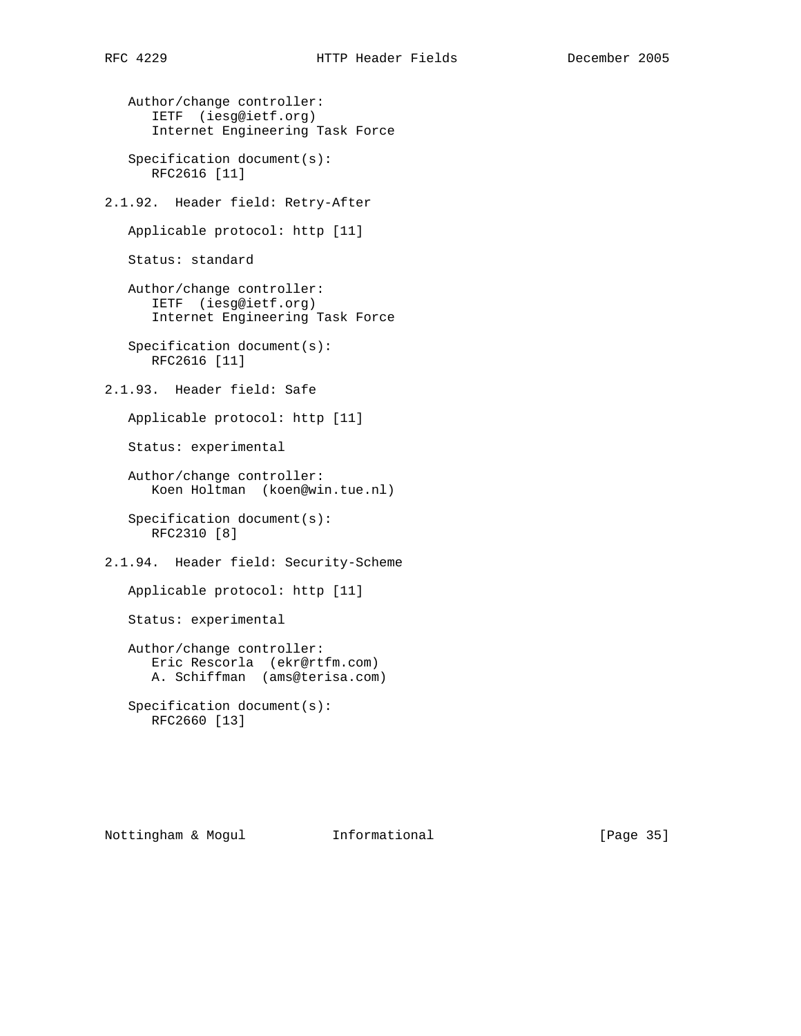Author/change controller:
IETF  (iesg@ietf.org)
Internet Engineering Task Force

Specification document(s):
RFC2616 [11]

### 2.1.92. Header field: Retry-After

Applicable protocol: http [11]

Status: standard

Author/change controller:
IETF  (iesg@ietf.org)
Internet Engineering Task Force

Specification document(s):
RFC2616 [11]

### 2.1.93. Header field: Safe

Applicable protocol: http [11]

Status: experimental

Author/change controller:
Koen Holtman  (koen@win.tue.nl)

Specification document(s):
RFC2310 [8]

### 2.1.94. Header field: Security-Scheme

Applicable protocol: http [11]

Status: experimental

Author/change controller:
Eric Rescorla  (ekr@rtfm.com)
A. Schiffman  (ams@terisa.com)

Specification document(s):
RFC2660 [13]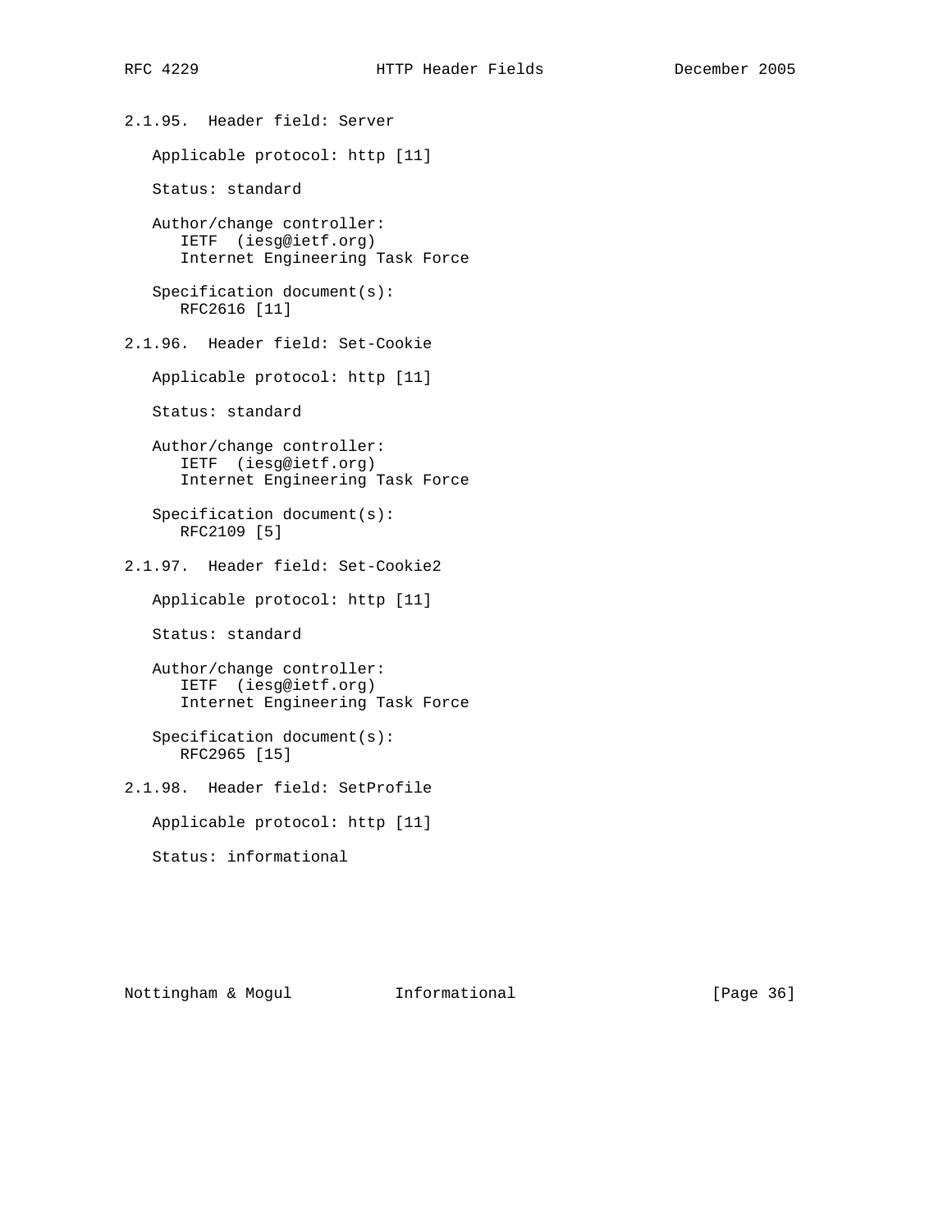### 2.1.95. Header field: Server

Applicable protocol: http [11]

Status: standard

Author/change controller:
IETF (iesg@ietf.org)
Internet Engineering Task Force

Specification document(s):
RFC2616 [11]

### 2.1.96. Header field: Set-Cookie

Applicable protocol: http [11]

Status: standard

Author/change controller:
IETF (iesg@ietf.org)
Internet Engineering Task Force

Specification document(s):
RFC2109 [5]

### 2.1.97. Header field: Set-Cookie2

Applicable protocol: http [11]

Status: standard

Author/change controller:
IETF (iesg@ietf.org)
Internet Engineering Task Force

Specification document(s):
RFC2965 [15]

### 2.1.98. Header field: SetProfile

Applicable protocol: http [11]

Status: informational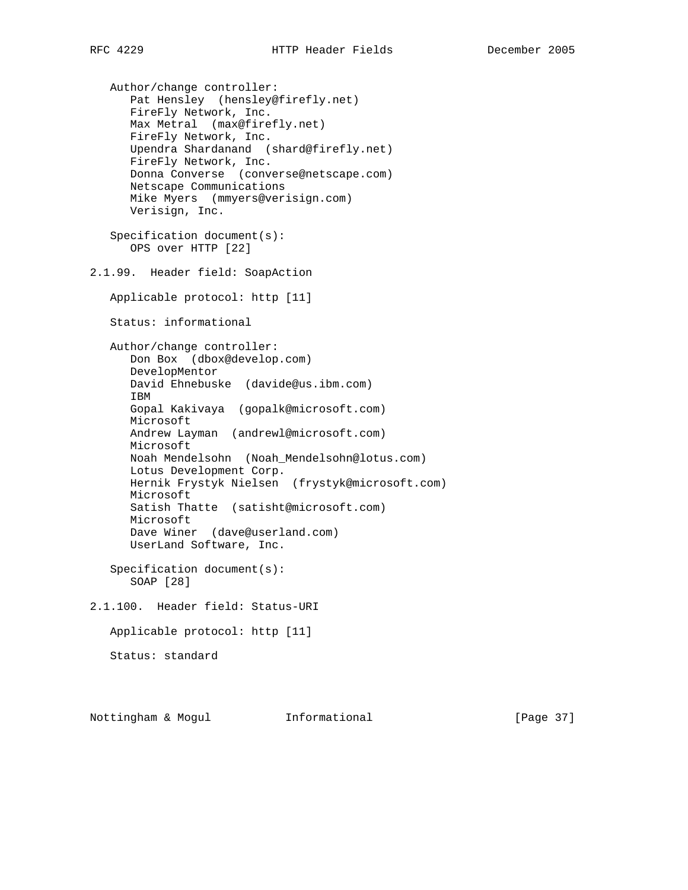Author/change controller:
Pat Hensley (hensley@firefly.net)
FireFly Network, Inc.
Max Metral (max@firefly.net)
FireFly Network, Inc.
Upendra Shardanand (shard@firefly.net)
FireFly Network, Inc.
Donna Converse (converse@netscape.com)
Netscape Communications
Mike Myers (mmyers@verisign.com)
Verisign, Inc.

Specification document(s):
OPS over HTTP [22]

### 2.1.99. Header field: SoapAction

Applicable protocol: http [11]

Status: informational

Author/change controller:
Don Box (dbox@develop.com)
DevelopMentor
David Ehnebuske (davide@us.ibm.com)
IBM
Gopal Kakivaya (gopalk@microsoft.com)
Microsoft
Andrew Layman (andrewl@microsoft.com)
Microsoft
Noah Mendelsohn (Noah_Mendelsohn@lotus.com)
Lotus Development Corp.
Hernik Frystyk Nielsen (frystyk@microsoft.com)
Microsoft
Satish Thatte (satisht@microsoft.com)
Microsoft
Dave Winer (dave@userland.com)
UserLand Software, Inc.

Specification document(s):
SOAP [28]

### 2.1.100. Header field: Status-URI

Applicable protocol: http [11]

Status: standard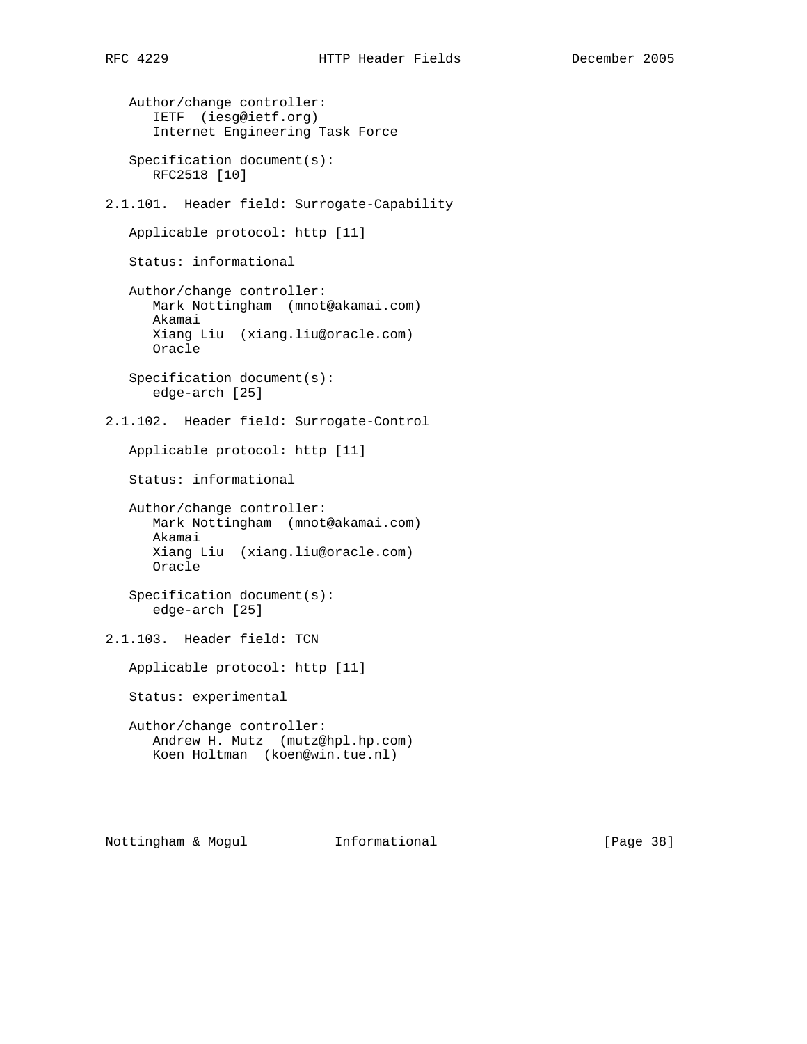Author/change controller:
IETF (iesg@ietf.org)
Internet Engineering Task Force

Specification document(s):
RFC2518 [10]

### 2.1.101. Header field: Surrogate-Capability

Applicable protocol: http [11]

Status: informational

Author/change controller:
Mark Nottingham (mnot@akamai.com)
Akamai
Xiang Liu (xiang.liu@oracle.com)
Oracle

Specification document(s):
edge-arch [25]

### 2.1.102. Header field: Surrogate-Control

Applicable protocol: http [11]

Status: informational

Author/change controller:
Mark Nottingham (mnot@akamai.com)
Akamai
Xiang Liu (xiang.liu@oracle.com)
Oracle

Specification document(s):
edge-arch [25]

### 2.1.103. Header field: TCN

Applicable protocol: http [11]

Status: experimental

Author/change controller:
Andrew H. Mutz (mutz@hpl.hp.com)
Koen Holtman (koen@win.tue.nl)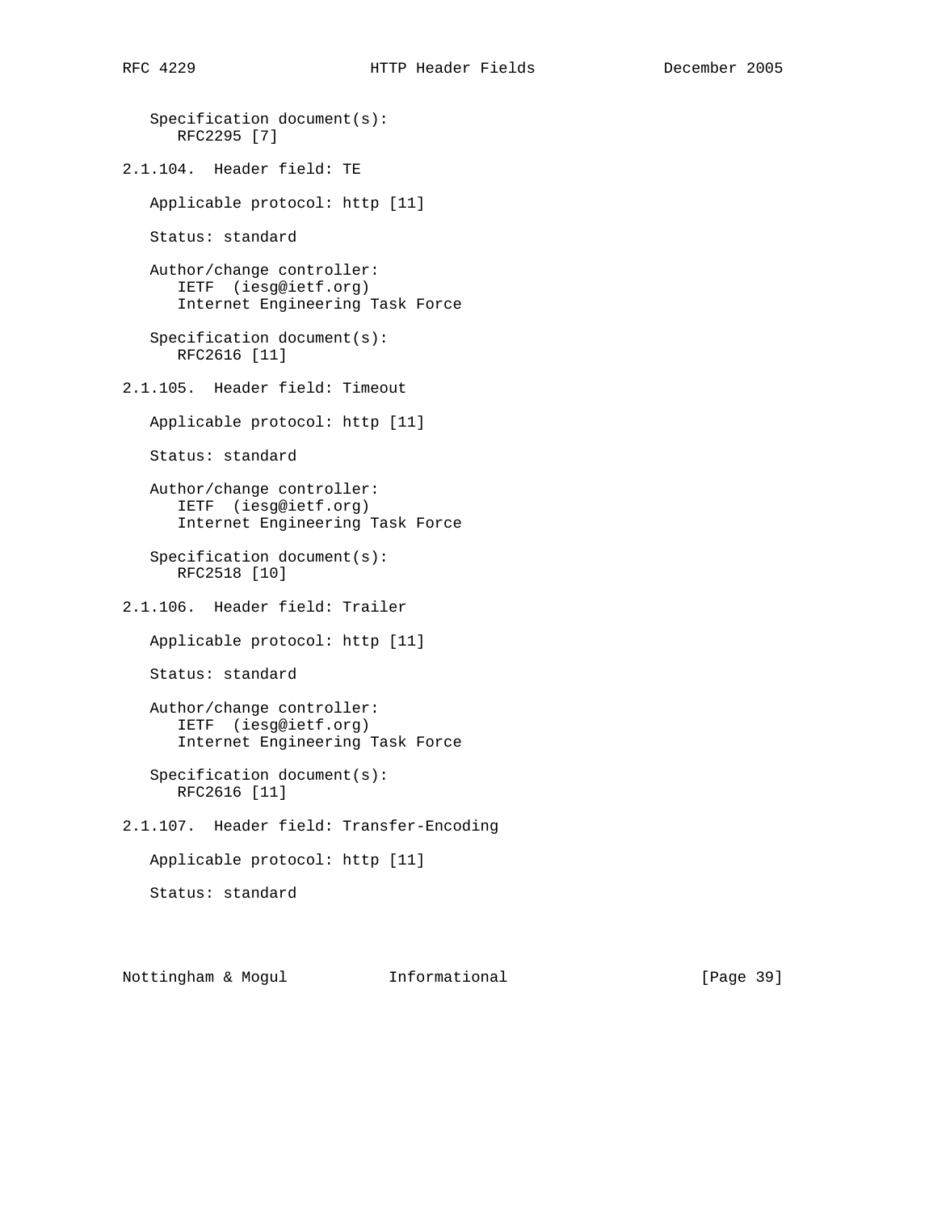Specification document(s):
RFC2295 [7]

### 2.1.104. Header field: TE

Applicable protocol: http [11]

Status: standard

Author/change controller:
IETF (iesg@ietf.org)
Internet Engineering Task Force

Specification document(s):
RFC2616 [11]

### 2.1.105. Header field: Timeout

Applicable protocol: http [11]

Status: standard

Author/change controller:
IETF (iesg@ietf.org)
Internet Engineering Task Force

Specification document(s):
RFC2518 [10]

### 2.1.106. Header field: Trailer

Applicable protocol: http [11]

Status: standard

Author/change controller:
IETF (iesg@ietf.org)
Internet Engineering Task Force

Specification document(s):
RFC2616 [11]

### 2.1.107. Header field: Transfer-Encoding

Applicable protocol: http [11]

Status: standard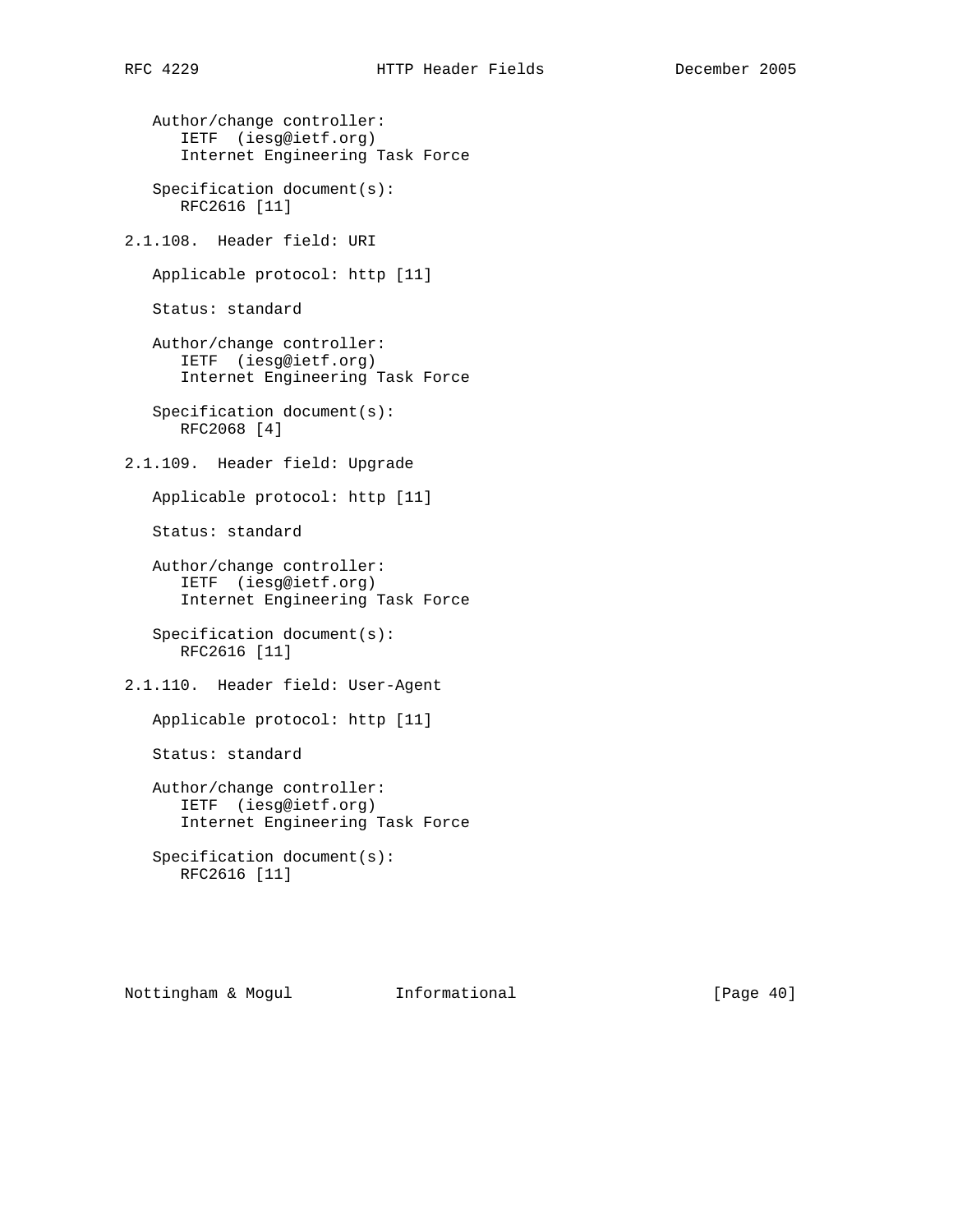Author/change controller:
IETF (iesg@ietf.org)
Internet Engineering Task Force

Specification document(s):
RFC2616 [11]

### 2.1.108. Header field: URI

Applicable protocol: http [11]

Status: standard

Author/change controller:
IETF (iesg@ietf.org)
Internet Engineering Task Force

Specification document(s):
RFC2068 [4]

### 2.1.109. Header field: Upgrade

Applicable protocol: http [11]

Status: standard

Author/change controller:
IETF (iesg@ietf.org)
Internet Engineering Task Force

Specification document(s):
RFC2616 [11]

### 2.1.110. Header field: User-Agent

Applicable protocol: http [11]

Status: standard

Author/change controller:
IETF (iesg@ietf.org)
Internet Engineering Task Force

Specification document(s):
RFC2616 [11]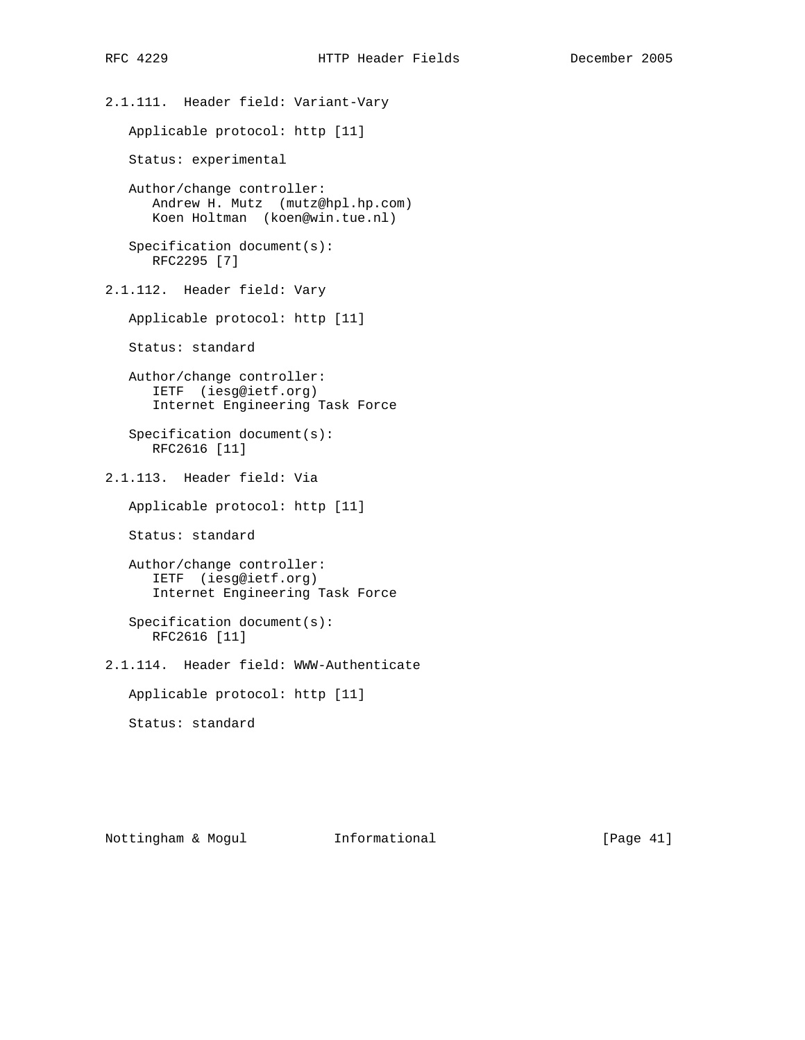#### 2.1.111. Header field: Variant-Vary

Applicable protocol: http [11]

Status: experimental

Author/change controller:
Andrew H. Mutz (mutz@hpl.hp.com)
Koen Holtman (koen@win.tue.nl)

Specification document(s):
RFC2295 [7]

#### 2.1.112. Header field: Vary

Applicable protocol: http [11]

Status: standard

Author/change controller:
IETF (iesg@ietf.org)
Internet Engineering Task Force

Specification document(s):
RFC2616 [11]

#### 2.1.113. Header field: Via

Applicable protocol: http [11]

Status: standard

Author/change controller:
IETF (iesg@ietf.org)
Internet Engineering Task Force

Specification document(s):
RFC2616 [11]

#### 2.1.114. Header field: WWW-Authenticate

Applicable protocol: http [11]

Status: standard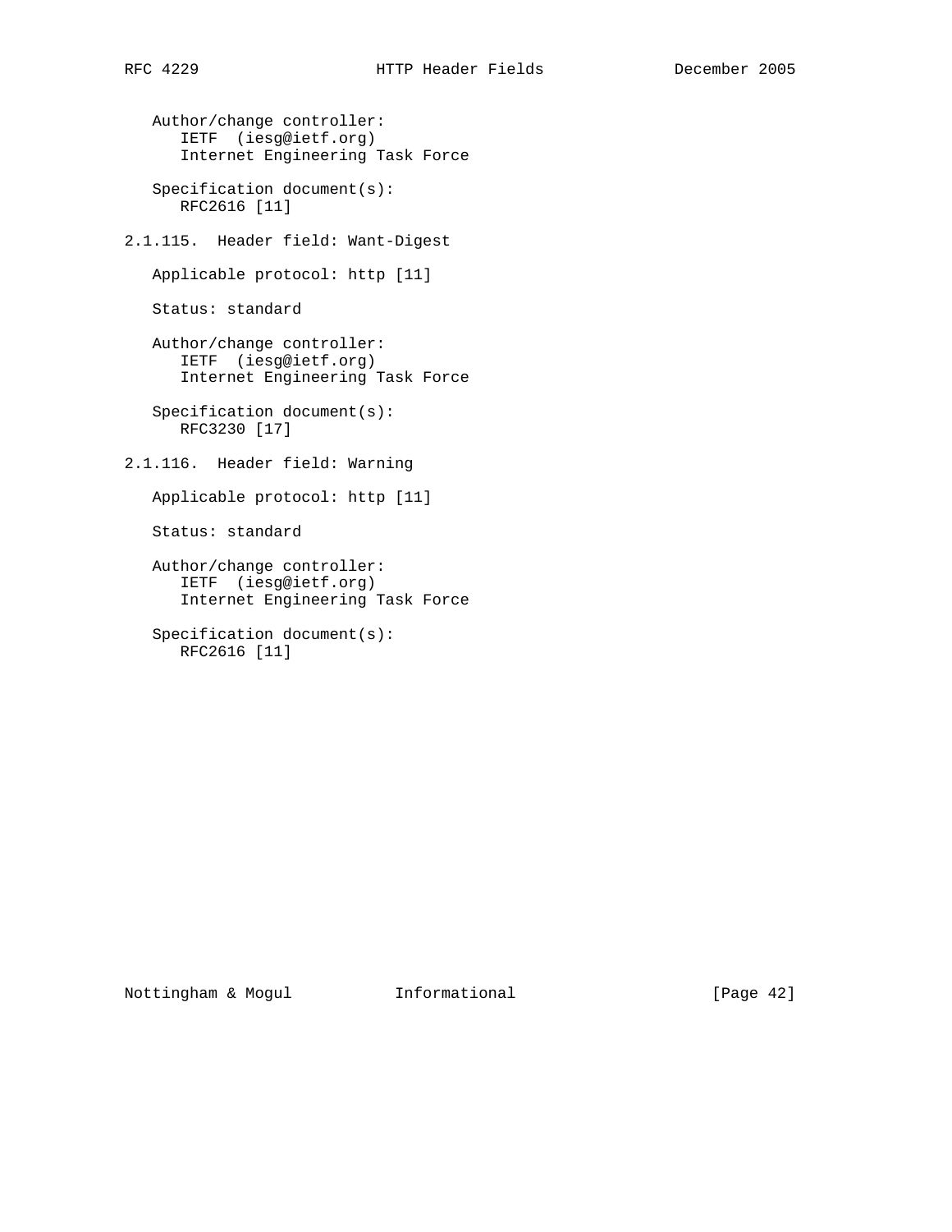Author/change controller:
IETF  (iesg@ietf.org)
Internet Engineering Task Force

Specification document(s):
RFC2616 [11]

### 2.1.115. Header field: Want-Digest

Applicable protocol: http [11]

Status: standard

Author/change controller:
IETF  (iesg@ietf.org)
Internet Engineering Task Force

Specification document(s):
RFC3230 [17]

### 2.1.116. Header field: Warning

Applicable protocol: http [11]

Status: standard

Author/change controller:
IETF  (iesg@ietf.org)
Internet Engineering Task Force

Specification document(s):
RFC2616 [11]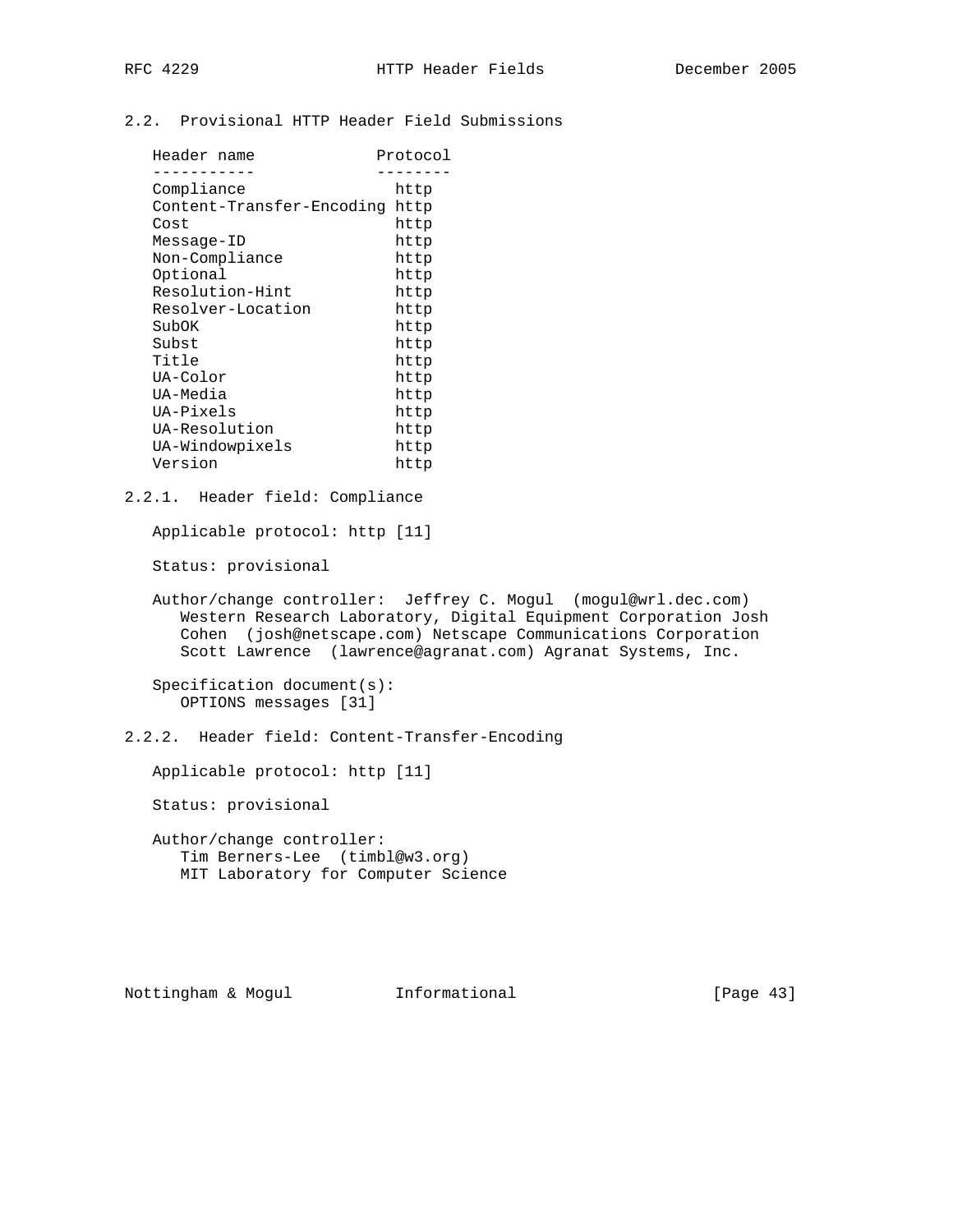### 2.2. Provisional HTTP Header Field Submissions

| Header name | Protocol |
| --- | --- |
| Compliance | http |
| Content-Transfer-Encoding | http |
| Cost | http |
| Message-ID | http |
| Non-Compliance | http |
| Optional | http |
| Resolution-Hint | http |
| Resolver-Location | http |
| SubOK | http |
| Subst | http |
| Title | http |
| UA-Color | http |
| UA-Media | http |
| UA-Pixels | http |
| UA-Resolution | http |
| UA-Windowpixels | http |
| Version | http |

#### 2.2.1. Header field: Compliance

Applicable protocol: http [11]

Status: provisional

Author/change controller: Jeffrey C. Mogul (mogul@wrl.dec.com) Western Research Laboratory, Digital Equipment Corporation Josh Cohen (josh@netscape.com) Netscape Communications Corporation Scott Lawrence (lawrence@agranat.com) Agranat Systems, Inc.

Specification document(s):
OPTIONS messages [31]

#### 2.2.2. Header field: Content-Transfer-Encoding

Applicable protocol: http [11]

Status: provisional

Author/change controller:
Tim Berners-Lee (timbl@w3.org)
MIT Laboratory for Computer Science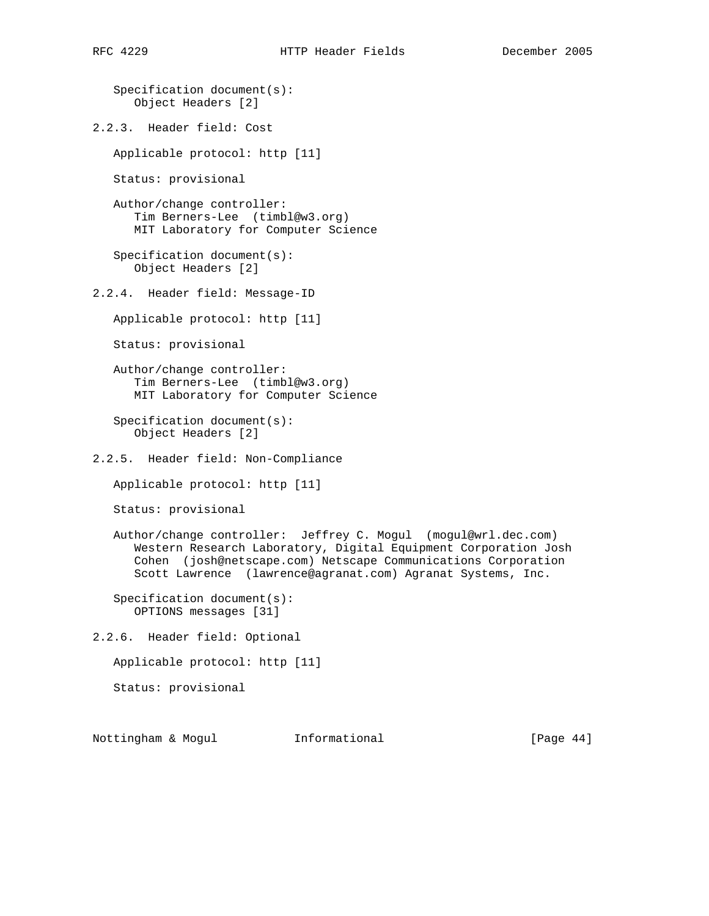Specification document(s):
Object Headers [2]

### 2.2.3. Header field: Cost

Applicable protocol: http [11]

Status: provisional

Author/change controller:
Tim Berners-Lee (timbl@w3.org)
MIT Laboratory for Computer Science

Specification document(s):
Object Headers [2]

### 2.2.4. Header field: Message-ID

Applicable protocol: http [11]

Status: provisional

Author/change controller:
Tim Berners-Lee (timbl@w3.org)
MIT Laboratory for Computer Science

Specification document(s):
Object Headers [2]

### 2.2.5. Header field: Non-Compliance

Applicable protocol: http [11]

Status: provisional

Author/change controller: Jeffrey C. Mogul (mogul@wrl.dec.com)
Western Research Laboratory, Digital Equipment Corporation Josh Cohen (josh@netscape.com) Netscape Communications Corporation Scott Lawrence (lawrence@agranat.com) Agranat Systems, Inc.

Specification document(s):
OPTIONS messages [31]

### 2.2.6. Header field: Optional

Applicable protocol: http [11]

Status: provisional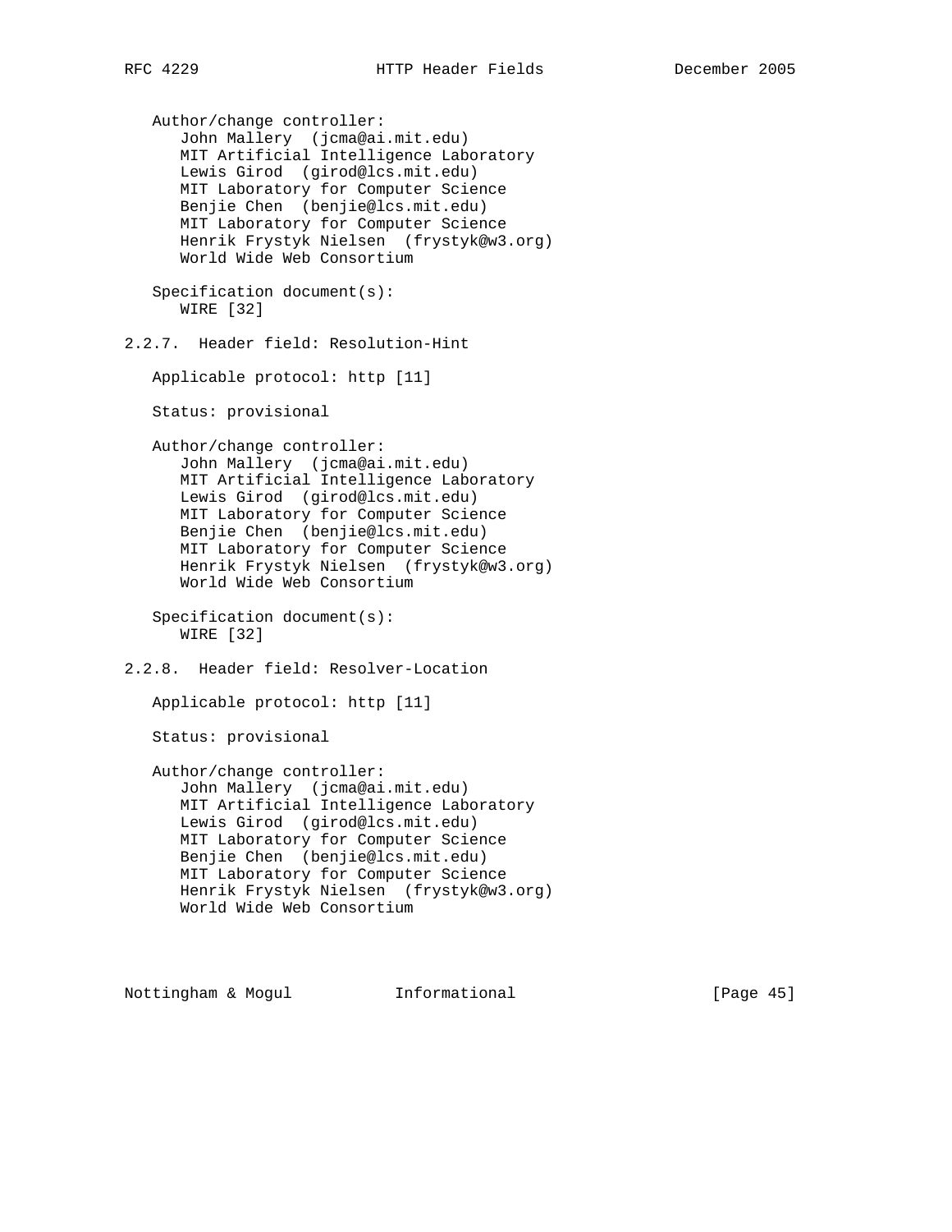Author/change controller:
John Mallery (jcma@ai.mit.edu)
MIT Artificial Intelligence Laboratory
Lewis Girod (girod@lcs.mit.edu)
MIT Laboratory for Computer Science
Benjie Chen (benjie@lcs.mit.edu)
MIT Laboratory for Computer Science
Henrik Frystyk Nielsen (frystyk@w3.org)
World Wide Web Consortium

Specification document(s):
WIRE [32]

### 2.2.7. Header field: Resolution-Hint

Applicable protocol: http [11]

Status: provisional

Author/change controller:
John Mallery (jcma@ai.mit.edu)
MIT Artificial Intelligence Laboratory
Lewis Girod (girod@lcs.mit.edu)
MIT Laboratory for Computer Science
Benjie Chen (benjie@lcs.mit.edu)
MIT Laboratory for Computer Science
Henrik Frystyk Nielsen (frystyk@w3.org)
World Wide Web Consortium

Specification document(s):
WIRE [32]

### 2.2.8. Header field: Resolver-Location

Applicable protocol: http [11]

Status: provisional

Author/change controller:
John Mallery (jcma@ai.mit.edu)
MIT Artificial Intelligence Laboratory
Lewis Girod (girod@lcs.mit.edu)
MIT Laboratory for Computer Science
Benjie Chen (benjie@lcs.mit.edu)
MIT Laboratory for Computer Science
Henrik Frystyk Nielsen (frystyk@w3.org)
World Wide Web Consortium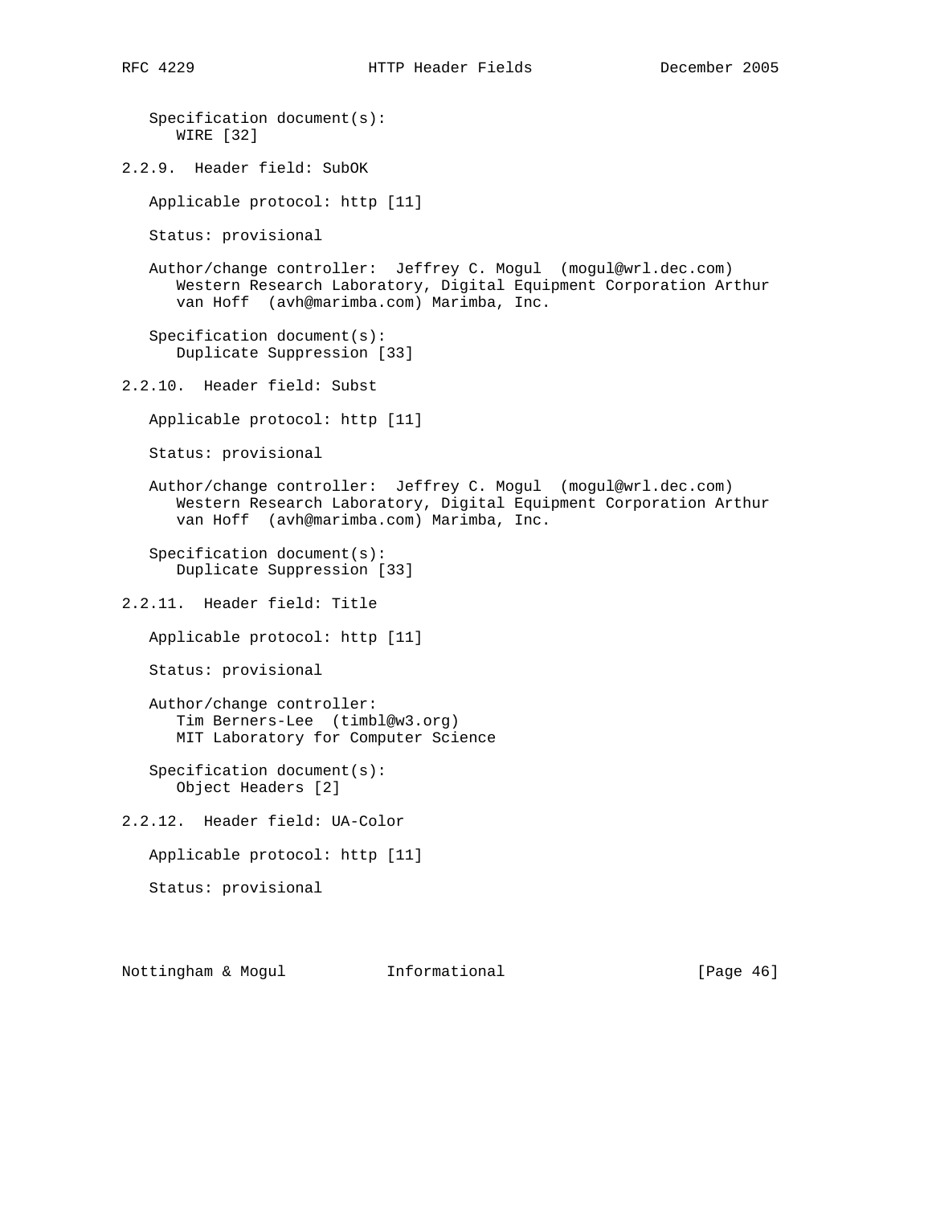Specification document(s):
WIRE [32]

### 2.2.9. Header field: SubOK

Applicable protocol: http [11]

Status: provisional

Author/change controller: Jeffrey C. Mogul (mogul@wrl.dec.com)
Western Research Laboratory, Digital Equipment Corporation Arthur
van Hoff (avh@marimba.com) Marimba, Inc.

Specification document(s):
Duplicate Suppression [33]

### 2.2.10. Header field: Subst

Applicable protocol: http [11]

Status: provisional

Author/change controller: Jeffrey C. Mogul (mogul@wrl.dec.com)
Western Research Laboratory, Digital Equipment Corporation Arthur
van Hoff (avh@marimba.com) Marimba, Inc.

Specification document(s):
Duplicate Suppression [33]

### 2.2.11. Header field: Title

Applicable protocol: http [11]

Status: provisional

Author/change controller:
Tim Berners-Lee (timbl@w3.org)
MIT Laboratory for Computer Science

Specification document(s):
Object Headers [2]

### 2.2.12. Header field: UA-Color

Applicable protocol: http [11]

Status: provisional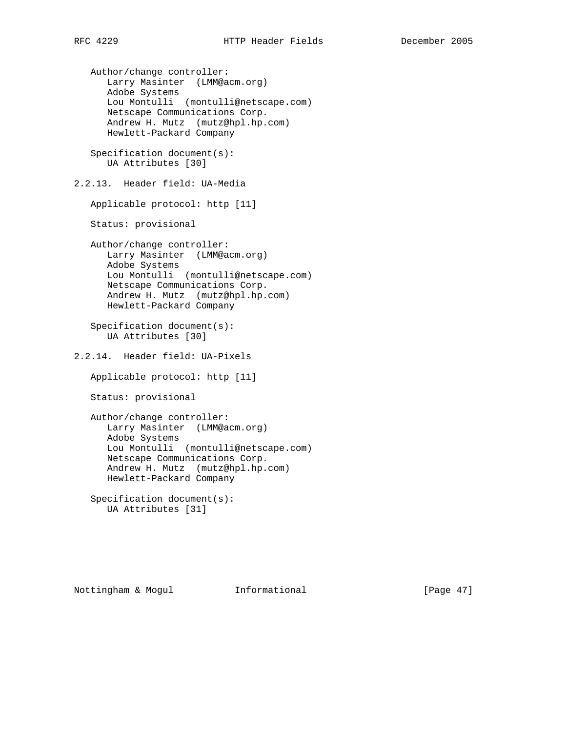Author/change controller:
Larry Masinter (LMM@acm.org)
Adobe Systems
Lou Montulli (montulli@netscape.com)
Netscape Communications Corp.
Andrew H. Mutz (mutz@hpl.hp.com)
Hewlett-Packard Company

Specification document(s):
UA Attributes [30]

### 2.2.13. Header field: UA-Media

Applicable protocol: http [11]

Status: provisional

Author/change controller:
Larry Masinter (LMM@acm.org)
Adobe Systems
Lou Montulli (montulli@netscape.com)
Netscape Communications Corp.
Andrew H. Mutz (mutz@hpl.hp.com)
Hewlett-Packard Company

Specification document(s):
UA Attributes [30]

### 2.2.14. Header field: UA-Pixels

Applicable protocol: http [11]

Status: provisional

Author/change controller:
Larry Masinter (LMM@acm.org)
Adobe Systems
Lou Montulli (montulli@netscape.com)
Netscape Communications Corp.
Andrew H. Mutz (mutz@hpl.hp.com)
Hewlett-Packard Company

Specification document(s):
UA Attributes [31]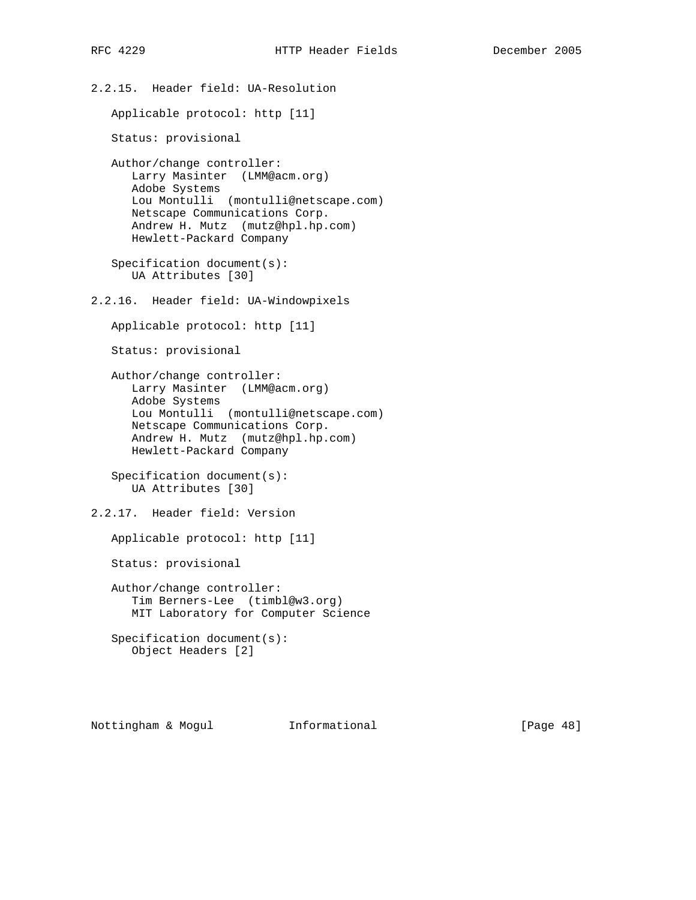### 2.2.15. Header field: UA-Resolution

Applicable protocol: http [11]

Status: provisional

Author/change controller:
Larry Masinter (LMM@acm.org)
Adobe Systems
Lou Montulli (montulli@netscape.com)
Netscape Communications Corp.
Andrew H. Mutz (mutz@hpl.hp.com)
Hewlett-Packard Company

Specification document(s):
UA Attributes [30]

### 2.2.16. Header field: UA-Windowpixels

Applicable protocol: http [11]

Status: provisional

Author/change controller:
Larry Masinter (LMM@acm.org)
Adobe Systems
Lou Montulli (montulli@netscape.com)
Netscape Communications Corp.
Andrew H. Mutz (mutz@hpl.hp.com)
Hewlett-Packard Company

Specification document(s):
UA Attributes [30]

### 2.2.17. Header field: Version

Applicable protocol: http [11]

Status: provisional

Author/change controller:
Tim Berners-Lee (timbl@w3.org)
MIT Laboratory for Computer Science

Specification document(s):
Object Headers [2]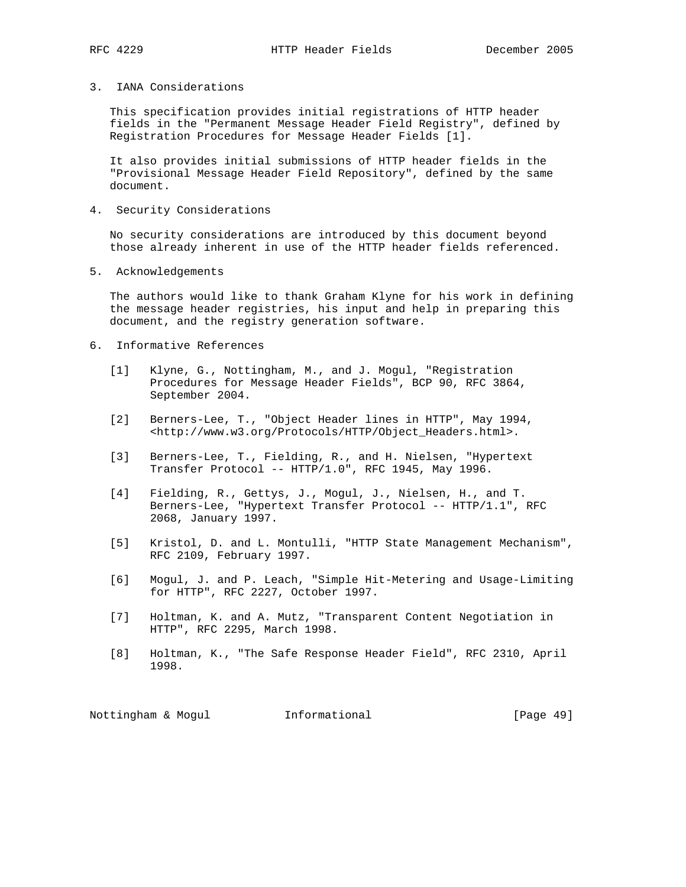## 3. IANA Considerations

This specification provides initial registrations of HTTP header fields in the "Permanent Message Header Field Registry", defined by Registration Procedures for Message Header Fields [1].

It also provides initial submissions of HTTP header fields in the "Provisional Message Header Field Repository", defined by the same document.

## 4. Security Considerations

No security considerations are introduced by this document beyond those already inherent in use of the HTTP header fields referenced.

## 5. Acknowledgements

The authors would like to thank Graham Klyne for his work in defining the message header registries, his input and help in preparing this document, and the registry generation software.

## 6. Informative References

[1] Klyne, G., Nottingham, M., and J. Mogul, "Registration Procedures for Message Header Fields", BCP 90, RFC 3864, September 2004.

[2] Berners-Lee, T., "Object Header lines in HTTP", May 1994, <http://www.w3.org/Protocols/HTTP/Object_Headers.html>.

[3] Berners-Lee, T., Fielding, R., and H. Nielsen, "Hypertext Transfer Protocol -- HTTP/1.0", RFC 1945, May 1996.

[4] Fielding, R., Gettys, J., Mogul, J., Nielsen, H., and T. Berners-Lee, "Hypertext Transfer Protocol -- HTTP/1.1", RFC 2068, January 1997.

[5] Kristol, D. and L. Montulli, "HTTP State Management Mechanism", RFC 2109, February 1997.

[6] Mogul, J. and P. Leach, "Simple Hit-Metering and Usage-Limiting for HTTP", RFC 2227, October 1997.

[7] Holtman, K. and A. Mutz, "Transparent Content Negotiation in HTTP", RFC 2295, March 1998.

[8] Holtman, K., "The Safe Response Header Field", RFC 2310, April 1998.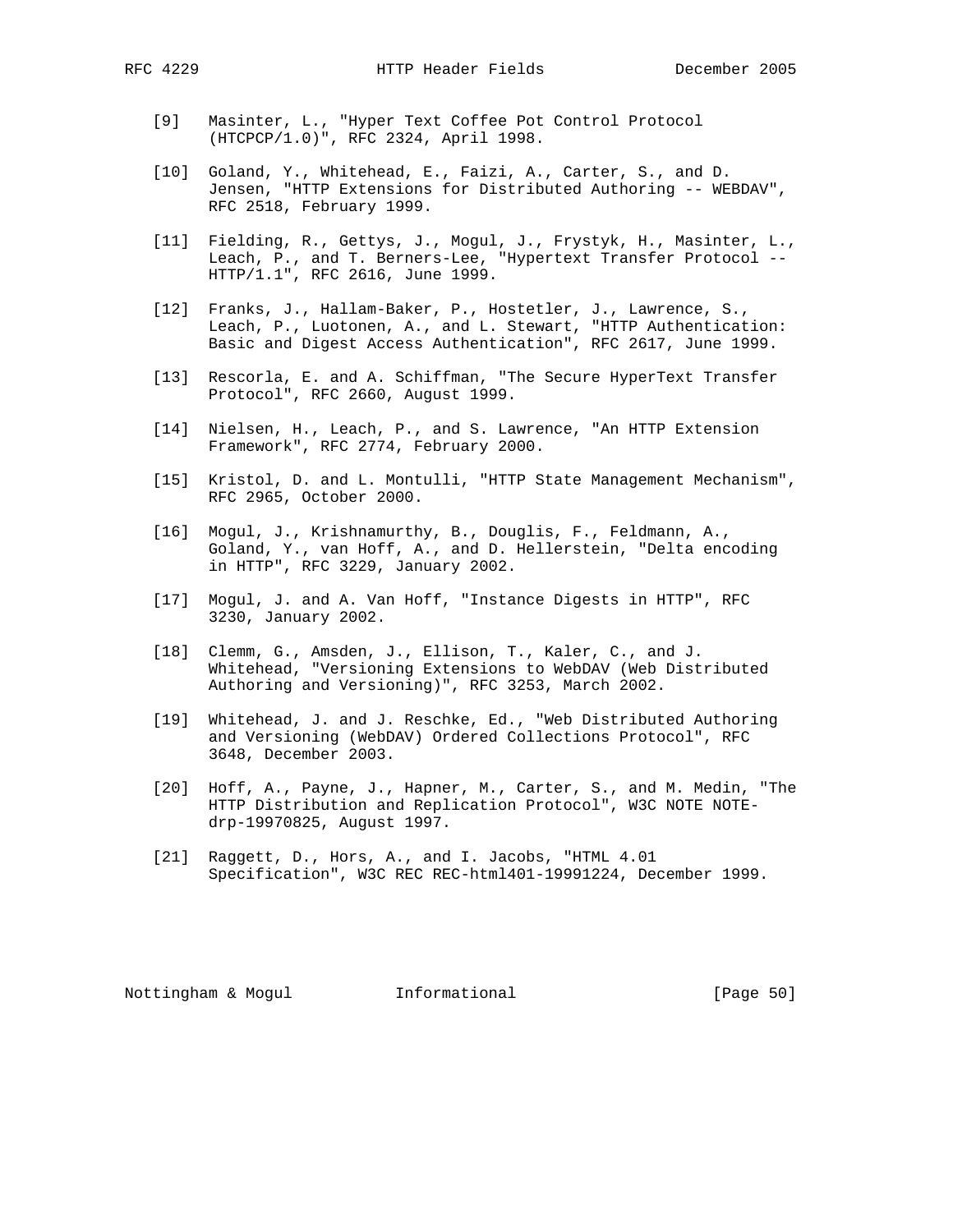[9] Masinter, L., "Hyper Text Coffee Pot Control Protocol (HTCPCP/1.0)", RFC 2324, April 1998.

[10] Goland, Y., Whitehead, E., Faizi, A., Carter, S., and D. Jensen, "HTTP Extensions for Distributed Authoring -- WEBDAV", RFC 2518, February 1999.

[11] Fielding, R., Gettys, J., Mogul, J., Frystyk, H., Masinter, L., Leach, P., and T. Berners-Lee, "Hypertext Transfer Protocol -- HTTP/1.1", RFC 2616, June 1999.

[12] Franks, J., Hallam-Baker, P., Hostetler, J., Lawrence, S., Leach, P., Luotonen, A., and L. Stewart, "HTTP Authentication: Basic and Digest Access Authentication", RFC 2617, June 1999.

[13] Rescorla, E. and A. Schiffman, "The Secure HyperText Transfer Protocol", RFC 2660, August 1999.

[14] Nielsen, H., Leach, P., and S. Lawrence, "An HTTP Extension Framework", RFC 2774, February 2000.

[15] Kristol, D. and L. Montulli, "HTTP State Management Mechanism", RFC 2965, October 2000.

[16] Mogul, J., Krishnamurthy, B., Douglis, F., Feldmann, A., Goland, Y., van Hoff, A., and D. Hellerstein, "Delta encoding in HTTP", RFC 3229, January 2002.

[17] Mogul, J. and A. Van Hoff, "Instance Digests in HTTP", RFC 3230, January 2002.

[18] Clemm, G., Amsden, J., Ellison, T., Kaler, C., and J. Whitehead, "Versioning Extensions to WebDAV (Web Distributed Authoring and Versioning)", RFC 3253, March 2002.

[19] Whitehead, J. and J. Reschke, Ed., "Web Distributed Authoring and Versioning (WebDAV) Ordered Collections Protocol", RFC 3648, December 2003.

[20] Hoff, A., Payne, J., Hapner, M., Carter, S., and M. Medin, "The HTTP Distribution and Replication Protocol", W3C NOTE NOTE-drp-19970825, August 1997.

[21] Raggett, D., Hors, A., and I. Jacobs, "HTML 4.01 Specification", W3C REC REC-html401-19991224, December 1999.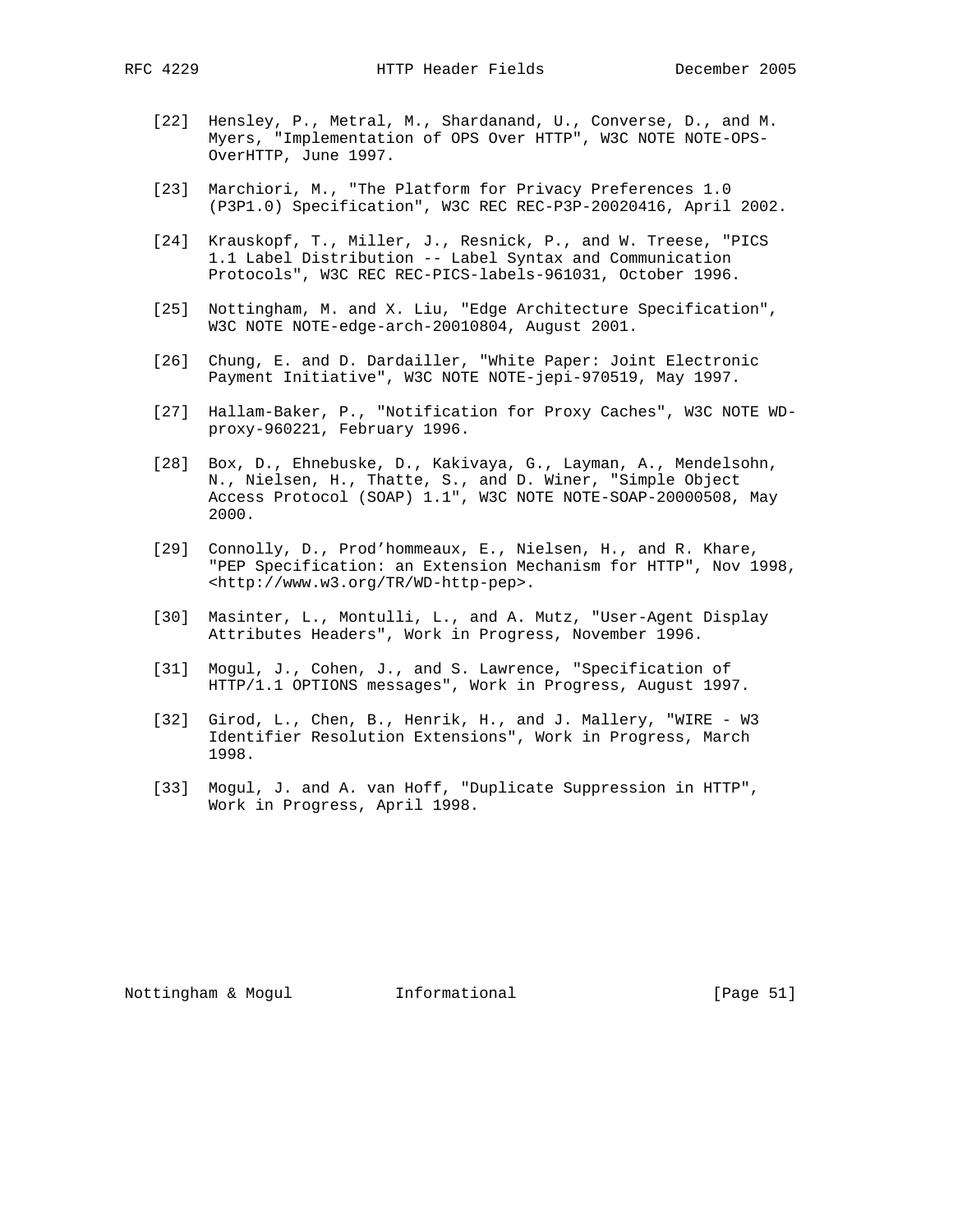[22] Hensley, P., Metral, M., Shardanand, U., Converse, D., and M. Myers, "Implementation of OPS Over HTTP", W3C NOTE NOTE-OPS-OverHTTP, June 1997.

[23] Marchiori, M., "The Platform for Privacy Preferences 1.0 (P3P1.0) Specification", W3C REC REC-P3P-20020416, April 2002.

[24] Krauskopf, T., Miller, J., Resnick, P., and W. Treese, "PICS 1.1 Label Distribution -- Label Syntax and Communication Protocols", W3C REC REC-PICS-labels-961031, October 1996.

[25] Nottingham, M. and X. Liu, "Edge Architecture Specification", W3C NOTE NOTE-edge-arch-20010804, August 2001.

[26] Chung, E. and D. Dardailler, "White Paper: Joint Electronic Payment Initiative", W3C NOTE NOTE-jepi-970519, May 1997.

[27] Hallam-Baker, P., "Notification for Proxy Caches", W3C NOTE WD-proxy-960221, February 1996.

[28] Box, D., Ehnebuske, D., Kakivaya, G., Layman, A., Mendelsohn, N., Nielsen, H., Thatte, S., and D. Winer, "Simple Object Access Protocol (SOAP) 1.1", W3C NOTE NOTE-SOAP-20000508, May 2000.

[29] Connolly, D., Prod'hommeaux, E., Nielsen, H., and R. Khare, "PEP Specification: an Extension Mechanism for HTTP", Nov 1998, <http://www.w3.org/TR/WD-http-pep>.

[30] Masinter, L., Montulli, L., and A. Mutz, "User-Agent Display Attributes Headers", Work in Progress, November 1996.

[31] Mogul, J., Cohen, J., and S. Lawrence, "Specification of HTTP/1.1 OPTIONS messages", Work in Progress, August 1997.

[32] Girod, L., Chen, B., Henrik, H., and J. Mallery, "WIRE - W3 Identifier Resolution Extensions", Work in Progress, March 1998.

[33] Mogul, J. and A. van Hoff, "Duplicate Suppression in HTTP", Work in Progress, April 1998.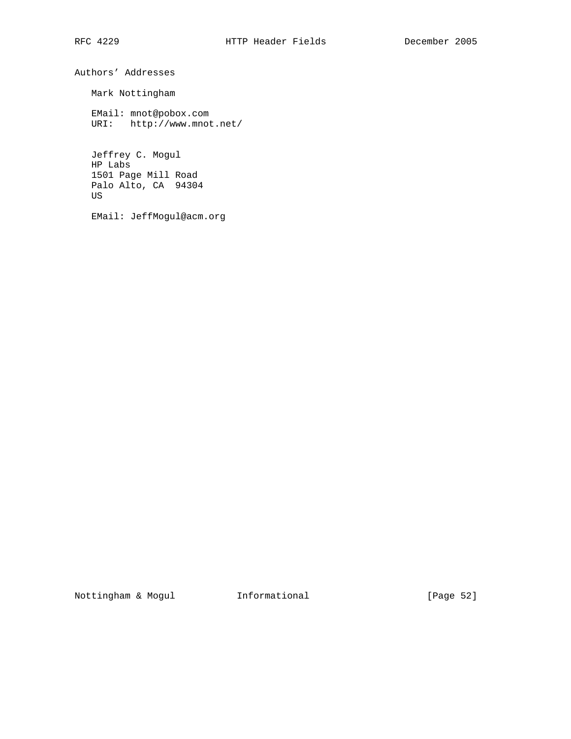# Authors' Addresses

Mark Nottingham

EMail: mnot@pobox.com
URI: http://www.mnot.net/

Jeffrey C. Mogul
HP Labs
1501 Page Mill Road
Palo Alto, CA 94304
US

EMail: JeffMogul@acm.org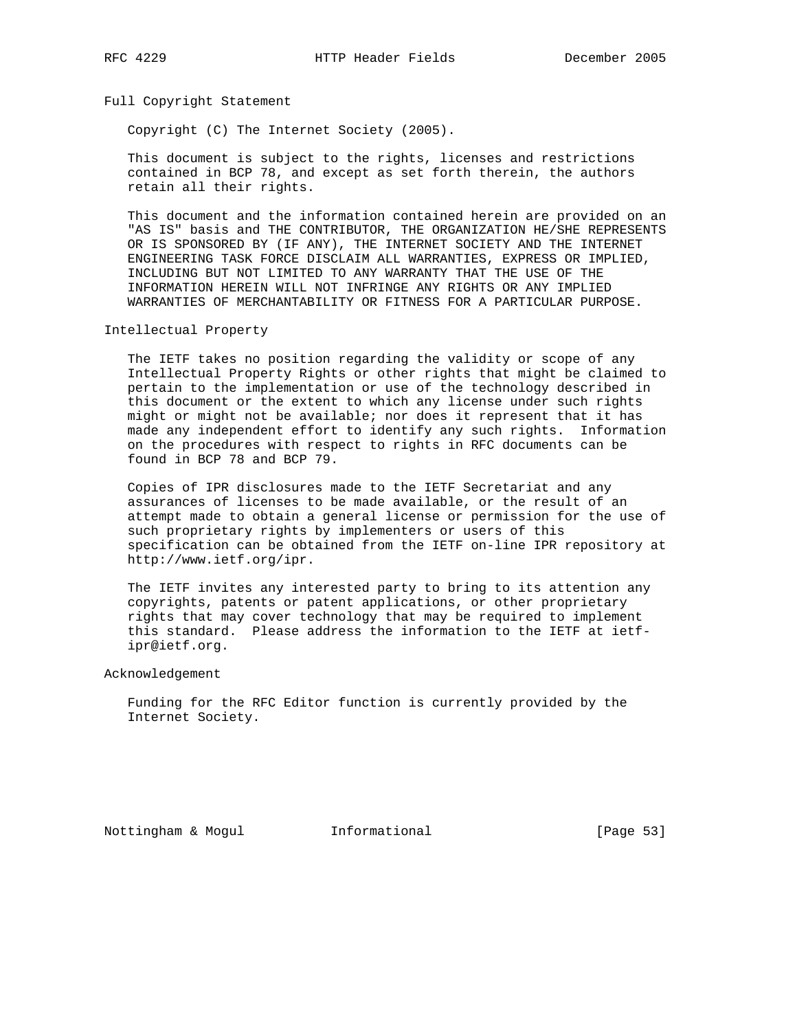## Full Copyright Statement

Copyright (C) The Internet Society (2005).

This document is subject to the rights, licenses and restrictions contained in BCP 78, and except as set forth therein, the authors retain all their rights.

This document and the information contained herein are provided on an "AS IS" basis and THE CONTRIBUTOR, THE ORGANIZATION HE/SHE REPRESENTS OR IS SPONSORED BY (IF ANY), THE INTERNET SOCIETY AND THE INTERNET ENGINEERING TASK FORCE DISCLAIM ALL WARRANTIES, EXPRESS OR IMPLIED, INCLUDING BUT NOT LIMITED TO ANY WARRANTY THAT THE USE OF THE INFORMATION HEREIN WILL NOT INFRINGE ANY RIGHTS OR ANY IMPLIED WARRANTIES OF MERCHANTABILITY OR FITNESS FOR A PARTICULAR PURPOSE.

## Intellectual Property

The IETF takes no position regarding the validity or scope of any Intellectual Property Rights or other rights that might be claimed to pertain to the implementation or use of the technology described in this document or the extent to which any license under such rights might or might not be available; nor does it represent that it has made any independent effort to identify any such rights. Information on the procedures with respect to rights in RFC documents can be found in BCP 78 and BCP 79.

Copies of IPR disclosures made to the IETF Secretariat and any assurances of licenses to be made available, or the result of an attempt made to obtain a general license or permission for the use of such proprietary rights by implementers or users of this specification can be obtained from the IETF on-line IPR repository at http://www.ietf.org/ipr.

The IETF invites any interested party to bring to its attention any copyrights, patents or patent applications, or other proprietary rights that may cover technology that may be required to implement this standard. Please address the information to the IETF at ietf-ipr@ietf.org.

## Acknowledgement

Funding for the RFC Editor function is currently provided by the Internet Society.